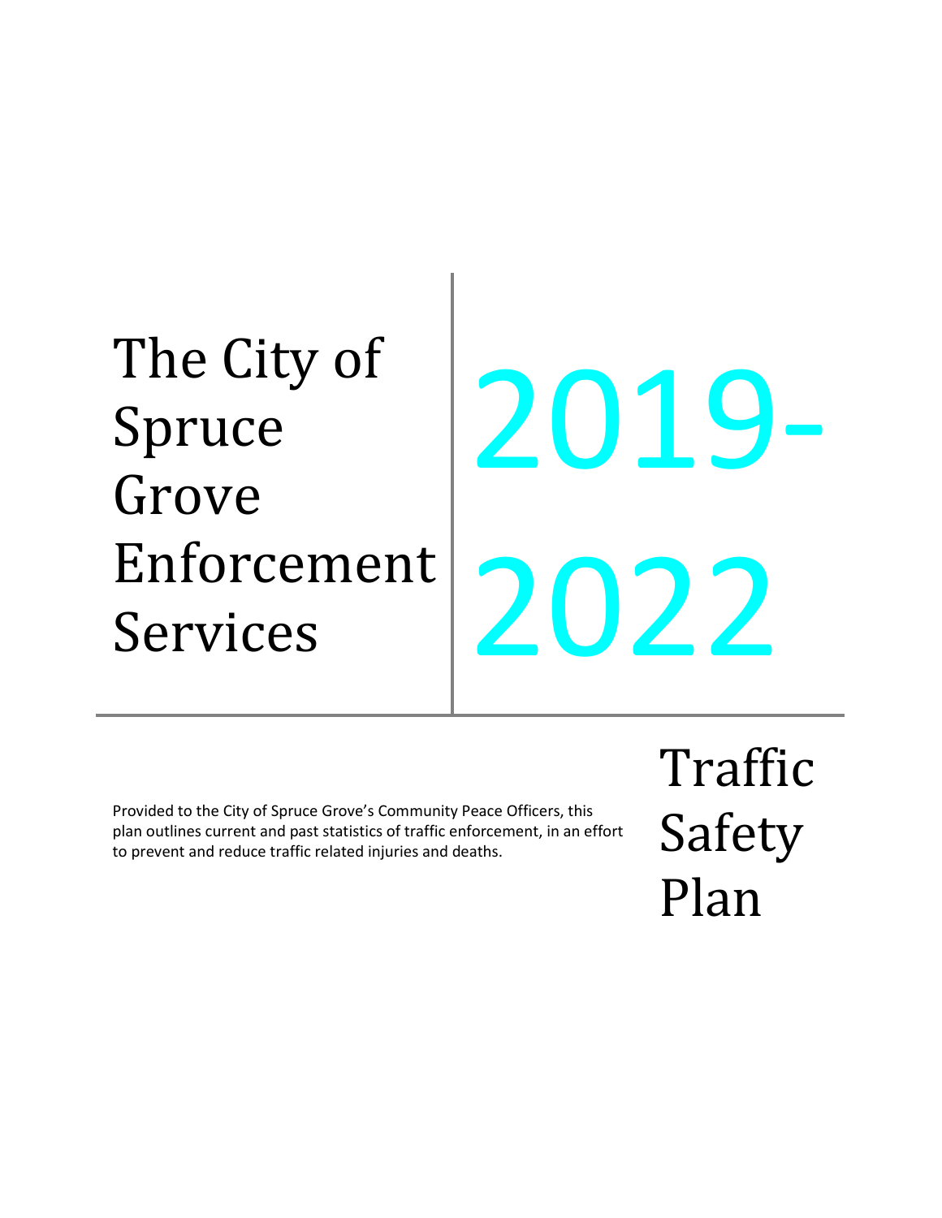# The City of Spruce Grove Enforcement Services

# 2019-2022

Provided to the City of Spruce Grove's Community Peace Officers, this plan outlines current and past statistics of traffic enforcement, in an effort to prevent and reduce traffic related injuries and deaths.

# Traffic Safety Plan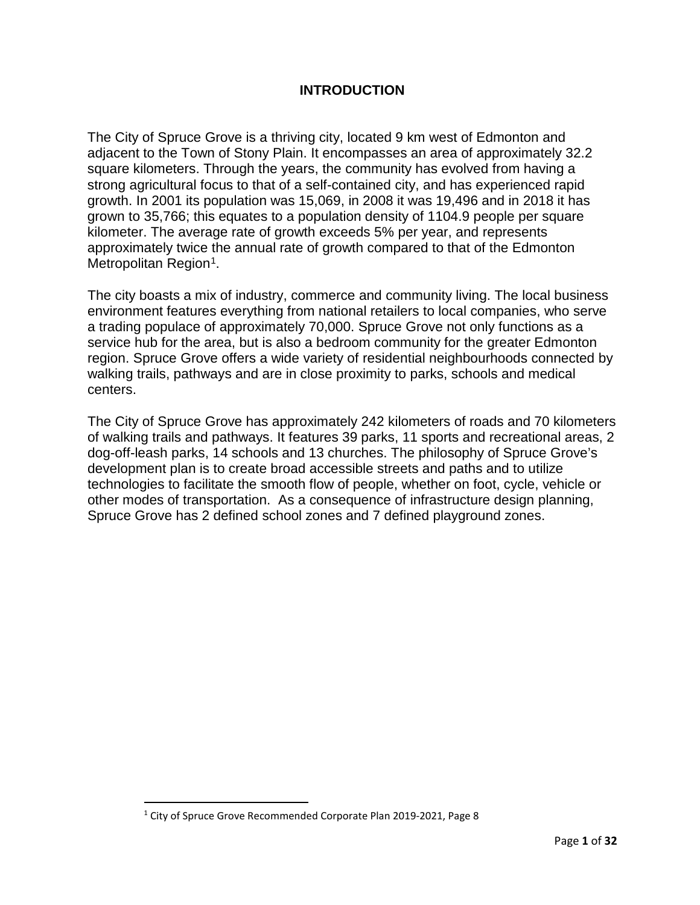# INTRODUCTION

The City of Spruce Grove is a thriving city, located 9 km west of Edmonton and adjacent to the Town of Stony Plain. It encompasses an area of approximately 32.2 square kilometers. Through the years, the community has evolved from having a strong agricultural focus to that of a self-contained city, and has experienced rapid growth. In 2001 its population was 15,069, in 2008 it was 19,496 and in 2018 it has grown to 35,766; this equates to a population density of 1104.9 people per square kilometer. The average rate of growth exceeds 5% per year, and represents approximately twice the annual rate of growth compared to that of the Edmonton Metropolitan Region[1].

The city boasts a mix of industry, commerce and community living. The local business environment features everything from national retailers to local companies, who serve a trading populace of approximately 70,000. Spruce Grove not only functions as a service hub for the area, but is also a bedroom community for the greater Edmonton region. Spruce Grove offers a wide variety of residential neighbourhoods connected by walking trails, pathways and are in close proximity to parks, schools and medical centers.

The City of Spruce Grove has approximately 242 kilometers of roads and 70 kilometers of walking trails and pathways. It features 39 parks, 11 sports and recreational areas, 2 dog-off-leash parks, 14 schools and 13 churches. The philosophy of Spruce Grove's development plan is to create broad accessible streets and paths and to utilize technologies to facilitate the smooth flow of people, whether on foot, cycle, vehicle or other modes of transportation. As a consequence of infrastructure design planning, Spruce Grove has 2 defined school zones and 7 defined playground zones.

[1] City of Spruce Grove Recommended Corporate Plan 2019-2021, Page 8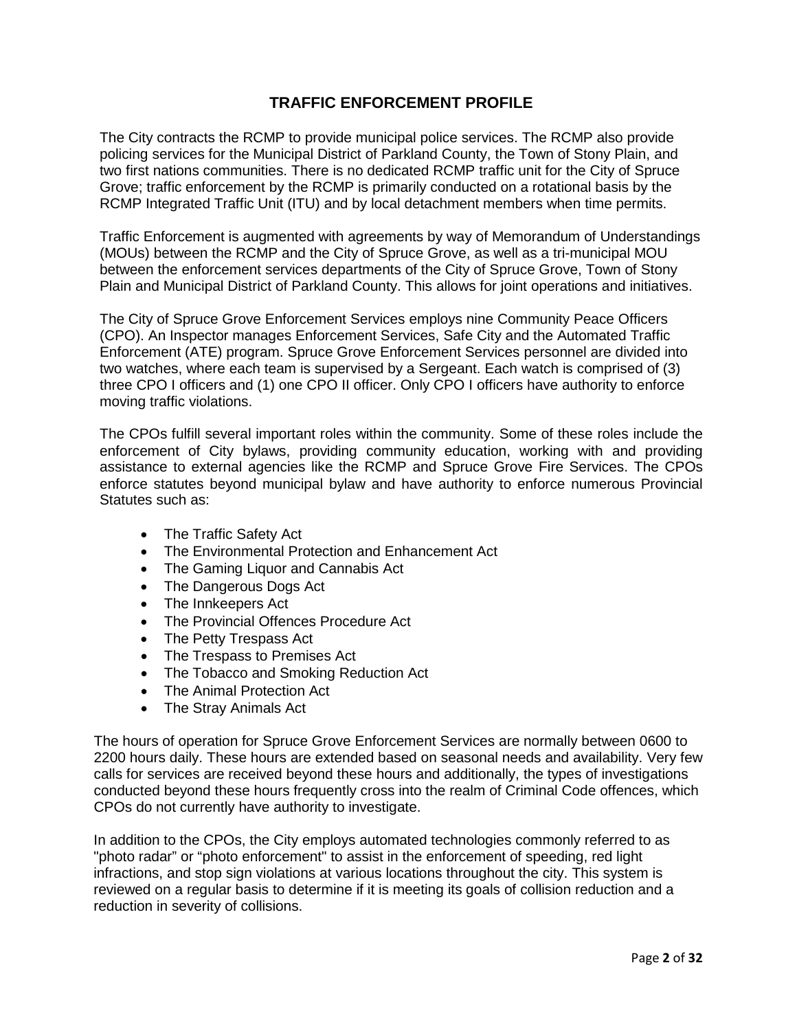## TRAFFIC ENFORCEMENT PROFILE

The City contracts the RCMP to provide municipal police services. The RCMP also provide policing services for the Municipal District of Parkland County, the Town of Stony Plain, and two first nations communities. There is no dedicated RCMP traffic unit for the City of Spruce Grove; traffic enforcement by the RCMP is primarily conducted on a rotational basis by the RCMP Integrated Traffic Unit (ITU) and by local detachment members when time permits.

Traffic Enforcement is augmented with agreements by way of Memorandum of Understandings (MOUs) between the RCMP and the City of Spruce Grove, as well as a tri-municipal MOU between the enforcement services departments of the City of Spruce Grove, Town of Stony Plain and Municipal District of Parkland County. This allows for joint operations and initiatives.

The City of Spruce Grove Enforcement Services employs nine Community Peace Officers (CPO). An Inspector manages Enforcement Services, Safe City and the Automated Traffic Enforcement (ATE) program. Spruce Grove Enforcement Services personnel are divided into two watches, where each team is supervised by a Sergeant. Each watch is comprised of (3) three CPO I officers and (1) one CPO II officer. Only CPO I officers have authority to enforce moving traffic violations.

The CPOs fulfill several important roles within the community. Some of these roles include the enforcement of City bylaws, providing community education, working with and providing assistance to external agencies like the RCMP and Spruce Grove Fire Services. The CPOs enforce statutes beyond municipal bylaw and have authority to enforce numerous Provincial Statutes such as:

- The Traffic Safety Act
- The Environmental Protection and Enhancement Act
- The Gaming Liquor and Cannabis Act
- The Dangerous Dogs Act
- The Innkeepers Act
- The Provincial Offences Procedure Act
- The Petty Trespass Act
- The Trespass to Premises Act
- The Tobacco and Smoking Reduction Act
- The Animal Protection Act
- The Stray Animals Act

The hours of operation for Spruce Grove Enforcement Services are normally between 0600 to 2200 hours daily. These hours are extended based on seasonal needs and availability. Very few calls for services are received beyond these hours and additionally, the types of investigations conducted beyond these hours frequently cross into the realm of Criminal Code offences, which CPOs do not currently have authority to investigate.

In addition to the CPOs, the City employs automated technologies commonly referred to as "photo radar" or "photo enforcement" to assist in the enforcement of speeding, red light infractions, and stop sign violations at various locations throughout the city. This system is reviewed on a regular basis to determine if it is meeting its goals of collision reduction and a reduction in severity of collisions.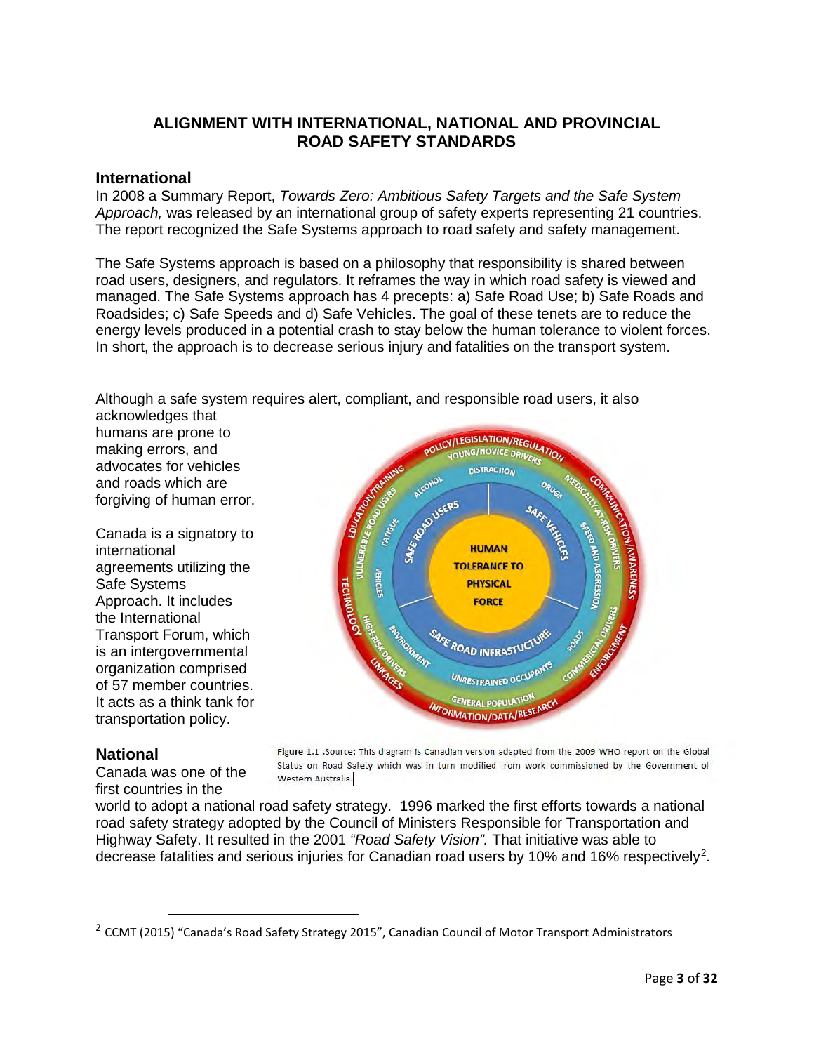## ALIGNMENT WITH INTERNATIONAL, NATIONAL AND PROVINCIAL ROAD SAFETY STANDARDS

### International

In 2008 a Summary Report, *Towards Zero: Ambitious Safety Targets and the Safe System Approach,* was released by an international group of safety experts representing 21 countries. The report recognized the Safe Systems approach to road safety and safety management.

The Safe Systems approach is based on a philosophy that responsibility is shared between road users, designers, and regulators. It reframes the way in which road safety is viewed and managed. The Safe Systems approach has 4 precepts: a) Safe Road Use; b) Safe Roads and Roadsides; c) Safe Speeds and d) Safe Vehicles. The goal of these tenets are to reduce the energy levels produced in a potential crash to stay below the human tolerance to violent forces. In short, the approach is to decrease serious injury and fatalities on the transport system.

Although a safe system requires alert, compliant, and responsible road users, it also acknowledges that humans are prone to making errors, and advocates for vehicles and roads which are forgiving of human error.

Canada is a signatory to international agreements utilizing the Safe Systems Approach. It includes the International Transport Forum, which is an intergovernmental organization comprised of 57 member countries. It acts as a think tank for transportation policy.

Figure 1.1 .Source: This diagram is Canadian version adapted from the 2009 WHO report on the Global Status on Road Safety which was in turn modified from work commissioned by the Government of Western Australia.

### National

Canada was one of the first countries in the world to adopt a national road safety strategy. 1996 marked the first efforts towards a national road safety strategy adopted by the Council of Ministers Responsible for Transportation and Highway Safety. It resulted in the 2001 *"Road Safety Vision".* That initiative was able to decrease fatalities and serious injuries for Canadian road users by 10% and 16% respectively[2].

---

[2] CCMT (2015) "Canada's Road Safety Strategy 2015", Canadian Council of Motor Transport Administrators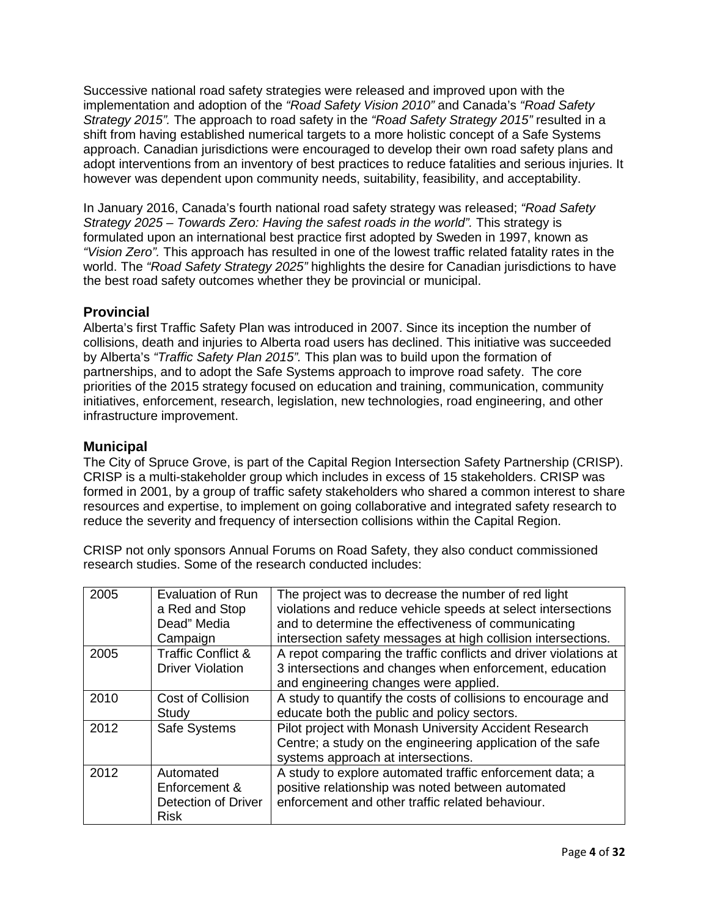Successive national road safety strategies were released and improved upon with the implementation and adoption of the *"Road Safety Vision 2010"* and Canada's *"Road Safety Strategy 2015".* The approach to road safety in the *"Road Safety Strategy 2015"* resulted in a shift from having established numerical targets to a more holistic concept of a Safe Systems approach. Canadian jurisdictions were encouraged to develop their own road safety plans and adopt interventions from an inventory of best practices to reduce fatalities and serious injuries. It however was dependent upon community needs, suitability, feasibility, and acceptability.

In January 2016, Canada's fourth national road safety strategy was released; *"Road Safety Strategy 2025 – Towards Zero: Having the safest roads in the world".* This strategy is formulated upon an international best practice first adopted by Sweden in 1997, known as *"Vision Zero".* This approach has resulted in one of the lowest traffic related fatality rates in the world. The *"Road Safety Strategy 2025"* highlights the desire for Canadian jurisdictions to have the best road safety outcomes whether they be provincial or municipal.

## Provincial

Alberta's first Traffic Safety Plan was introduced in 2007. Since its inception the number of collisions, death and injuries to Alberta road users has declined. This initiative was succeeded by Alberta's *"Traffic Safety Plan 2015".* This plan was to build upon the formation of partnerships, and to adopt the Safe Systems approach to improve road safety. The core priorities of the 2015 strategy focused on education and training, communication, community initiatives, enforcement, research, legislation, new technologies, road engineering, and other infrastructure improvement.

## Municipal

The City of Spruce Grove, is part of the Capital Region Intersection Safety Partnership (CRISP). CRISP is a multi-stakeholder group which includes in excess of 15 stakeholders. CRISP was formed in 2001, by a group of traffic safety stakeholders who shared a common interest to share resources and expertise, to implement on going collaborative and integrated safety research to reduce the severity and frequency of intersection collisions within the Capital Region.

CRISP not only sponsors Annual Forums on Road Safety, they also conduct commissioned research studies. Some of the research conducted includes:

| | | |
|---|---|---|
| 2005 | Evaluation of Run a Red and Stop Dead" Media Campaign | The project was to decrease the number of red light violations and reduce vehicle speeds at select intersections and to determine the effectiveness of communicating intersection safety messages at high collision intersections. |
| 2005 | Traffic Conflict & Driver Violation | A repot comparing the traffic conflicts and driver violations at 3 intersections and changes when enforcement, education and engineering changes were applied. |
| 2010 | Cost of Collision Study | A study to quantify the costs of collisions to encourage and educate both the public and policy sectors. |
| 2012 | Safe Systems | Pilot project with Monash University Accident Research Centre; a study on the engineering application of the safe systems approach at intersections. |
| 2012 | Automated Enforcement & Detection of Driver Risk | A study to explore automated traffic enforcement data; a positive relationship was noted between automated enforcement and other traffic related behaviour. |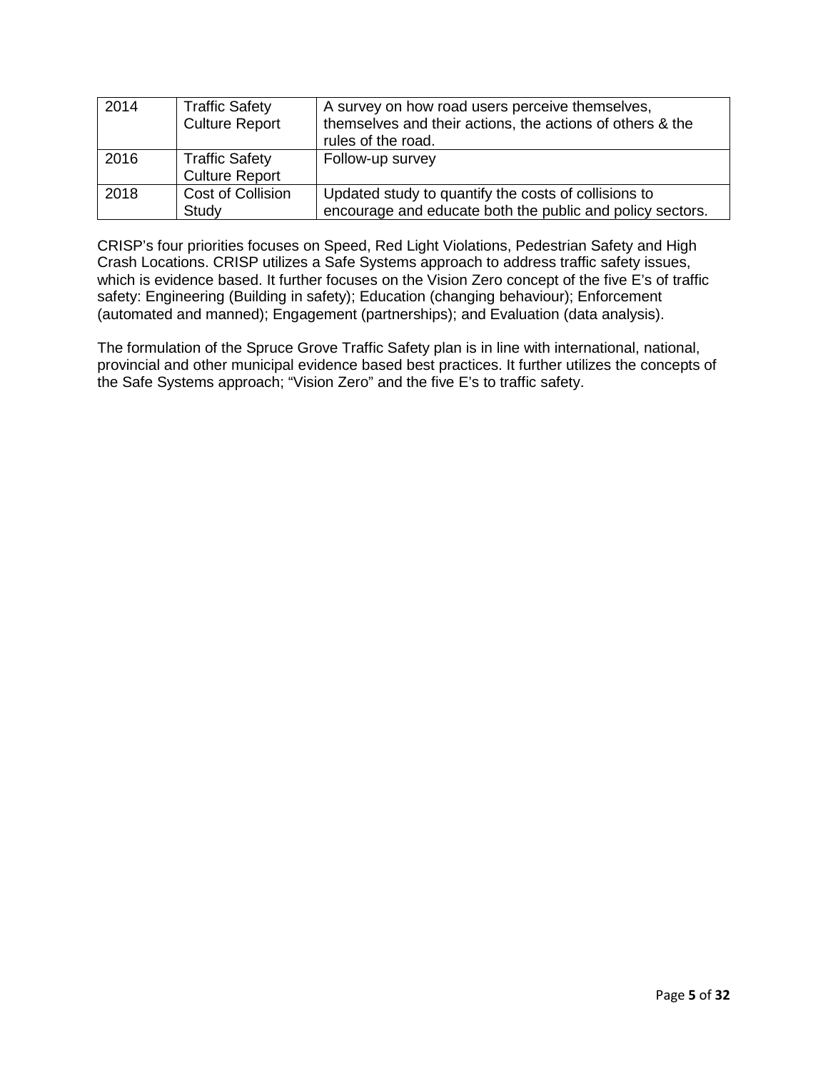| 2014 | Traffic Safety Culture Report | A survey on how road users perceive themselves, themselves and their actions, the actions of others & the rules of the road. |
|---|---|---|
| 2016 | Traffic Safety Culture Report | Follow-up survey |
| 2018 | Cost of Collision Study | Updated study to quantify the costs of collisions to encourage and educate both the public and policy sectors. |

CRISP's four priorities focuses on Speed, Red Light Violations, Pedestrian Safety and High Crash Locations. CRISP utilizes a Safe Systems approach to address traffic safety issues, which is evidence based. It further focuses on the Vision Zero concept of the five E's of traffic safety: Engineering (Building in safety); Education (changing behaviour); Enforcement (automated and manned); Engagement (partnerships); and Evaluation (data analysis).

The formulation of the Spruce Grove Traffic Safety plan is in line with international, national, provincial and other municipal evidence based best practices. It further utilizes the concepts of the Safe Systems approach; "Vision Zero" and the five E's to traffic safety.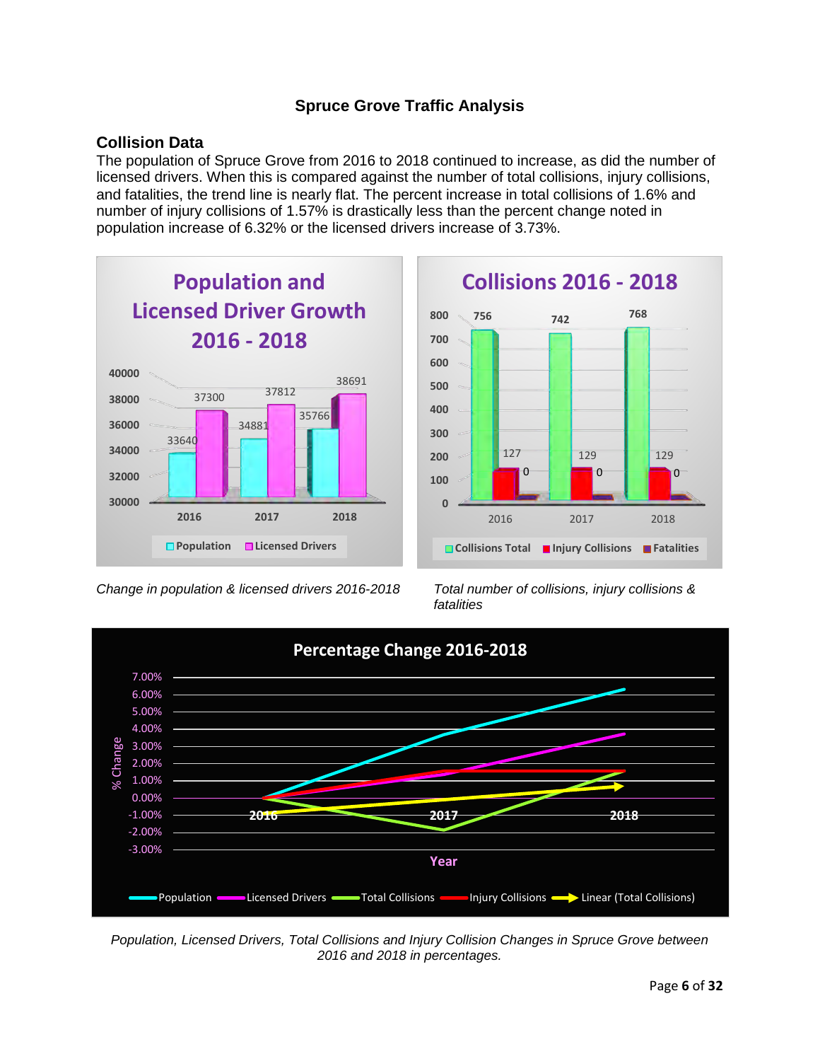## Spruce Grove Traffic Analysis

### Collision Data

The population of Spruce Grove from 2016 to 2018 continued to increase, as did the number of licensed drivers. When this is compared against the number of total collisions, injury collisions, and fatalities, the trend line is nearly flat. The percent increase in total collisions of 1.6% and number of injury collisions of 1.57% is drastically less than the percent change noted in population increase of 6.32% or the licensed drivers increase of 3.73%.

*Change in population & licensed drivers 2016-2018*

*Total number of collisions, injury collisions & fatalities*

*Population, Licensed Drivers, Total Collisions and Injury Collision Changes in Spruce Grove between 2016 and 2018 in percentages.*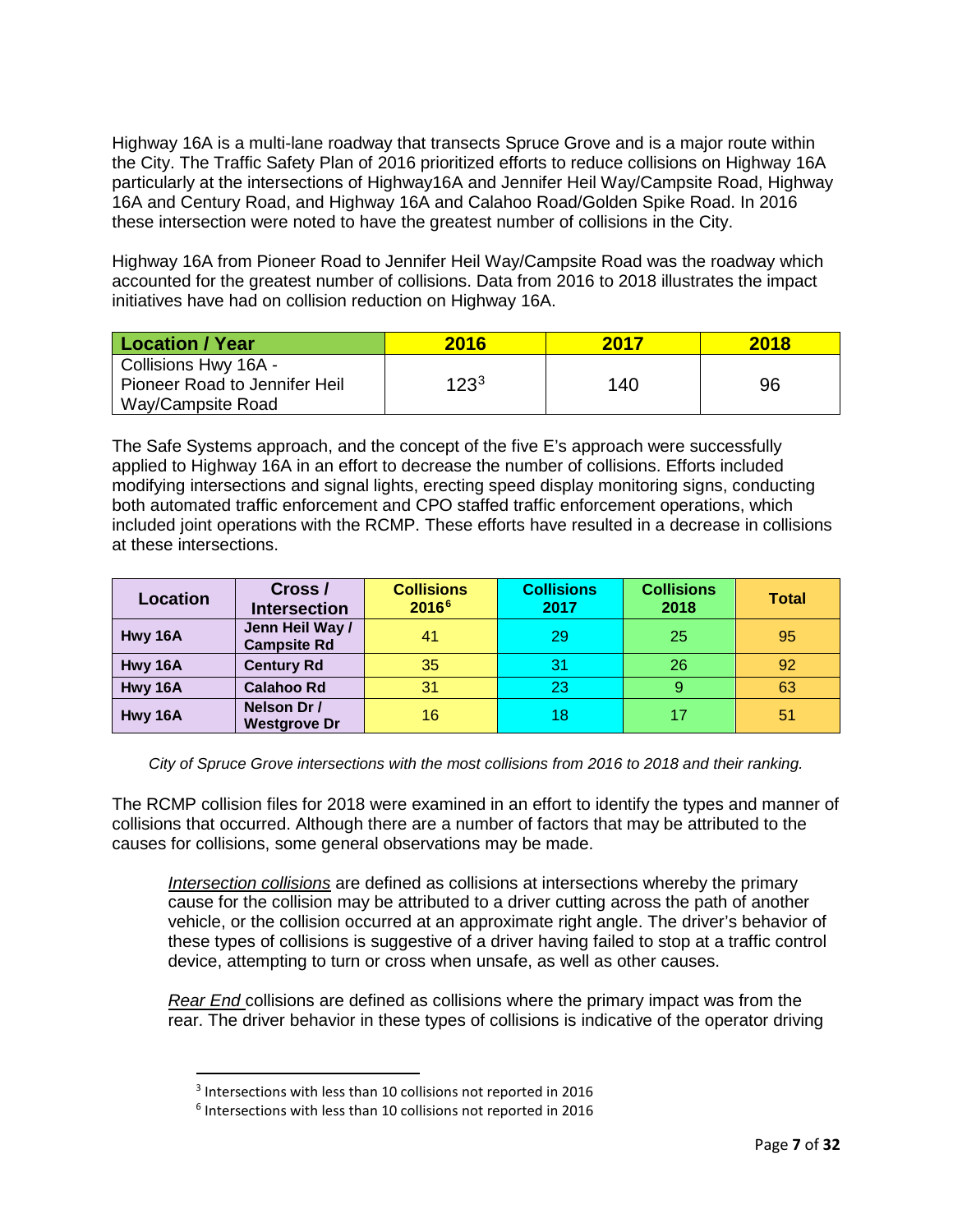Highway 16A is a multi-lane roadway that transects Spruce Grove and is a major route within the City. The Traffic Safety Plan of 2016 prioritized efforts to reduce collisions on Highway 16A particularly at the intersections of Highway16A and Jennifer Heil Way/Campsite Road, Highway 16A and Century Road, and Highway 16A and Calahoo Road/Golden Spike Road. In 2016 these intersection were noted to have the greatest number of collisions in the City.

Highway 16A from Pioneer Road to Jennifer Heil Way/Campsite Road was the roadway which accounted for the greatest number of collisions. Data from 2016 to 2018 illustrates the impact initiatives have had on collision reduction on Highway 16A.

| Location / Year | 2016 | 2017 | 2018 |
|---|---|---|---|
| Collisions Hwy 16A - Pioneer Road to Jennifer Heil Way/Campsite Road | 123[3] | 140 | 96 |

The Safe Systems approach, and the concept of the five E's approach were successfully applied to Highway 16A in an effort to decrease the number of collisions. Efforts included modifying intersections and signal lights, erecting speed display monitoring signs, conducting both automated traffic enforcement and CPO staffed traffic enforcement operations, which included joint operations with the RCMP. These efforts have resulted in a decrease in collisions at these intersections.

| Location | Cross / Intersection | Collisions 2016[6] | Collisions 2017 | Collisions 2018 | Total |
|---|---|---|---|---|---|
| **Hwy 16A** | **Jenn Heil Way / Campsite Rd** | 41 | 29 | 25 | 95 |
| **Hwy 16A** | **Century Rd** | 35 | 31 | 26 | 92 |
| **Hwy 16A** | **Calahoo Rd** | 31 | 23 | 9 | 63 |
| **Hwy 16A** | **Nelson Dr / Westgrove Dr** | 16 | 18 | 17 | 51 |

*City of Spruce Grove intersections with the most collisions from 2016 to 2018 and their ranking.*

The RCMP collision files for 2018 were examined in an effort to identify the types and manner of collisions that occurred. Although there are a number of factors that may be attributed to the causes for collisions, some general observations may be made.

> *Intersection collisions* are defined as collisions at intersections whereby the primary cause for the collision may be attributed to a driver cutting across the path of another vehicle, or the collision occurred at an approximate right angle. The driver's behavior of these types of collisions is suggestive of a driver having failed to stop at a traffic control device, attempting to turn or cross when unsafe, as well as other causes.
>
> *Rear End* collisions are defined as collisions where the primary impact was from the rear. The driver behavior in these types of collisions is indicative of the operator driving

[3] Intersections with less than 10 collisions not reported in 2016

[6] Intersections with less than 10 collisions not reported in 2016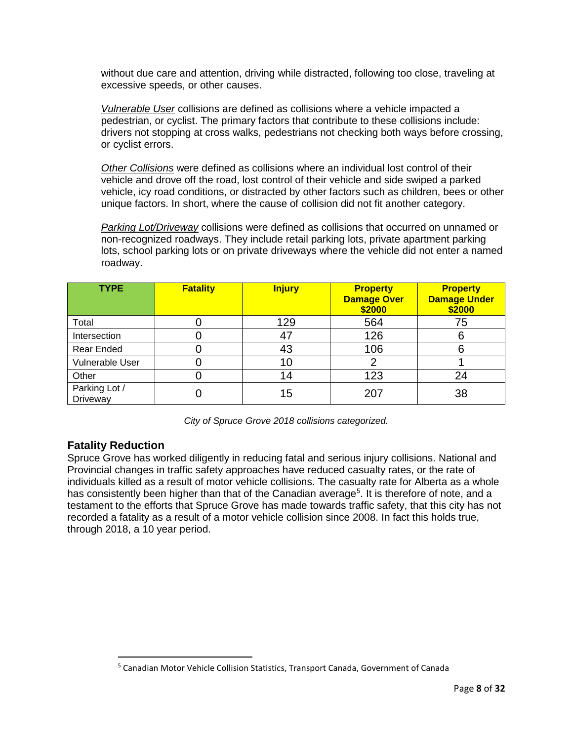without due care and attention, driving while distracted, following too close, traveling at excessive speeds, or other causes.

*Vulnerable User* collisions are defined as collisions where a vehicle impacted a pedestrian, or cyclist. The primary factors that contribute to these collisions include: drivers not stopping at cross walks, pedestrians not checking both ways before crossing, or cyclist errors.

*Other Collisions* were defined as collisions where an individual lost control of their vehicle and drove off the road, lost control of their vehicle and side swiped a parked vehicle, icy road conditions, or distracted by other factors such as children, bees or other unique factors. In short, where the cause of collision did not fit another category.

*Parking Lot/Driveway* collisions were defined as collisions that occurred on unnamed or non-recognized roadways. They include retail parking lots, private apartment parking lots, school parking lots or on private driveways where the vehicle did not enter a named roadway.

| TYPE | Fatality | Injury | Property Damage Over $2000 | Property Damage Under $2000 |
| --- | --- | --- | --- | --- |
| Total | 0 | 129 | 564 | 75 |
| Intersection | 0 | 47 | 126 | 6 |
| Rear Ended | 0 | 43 | 106 | 6 |
| Vulnerable User | 0 | 10 | 2 | 1 |
| Other | 0 | 14 | 123 | 24 |
| Parking Lot / Driveway | 0 | 15 | 207 | 38 |

*City of Spruce Grove 2018 collisions categorized.*

### Fatality Reduction

Spruce Grove has worked diligently in reducing fatal and serious injury collisions. National and Provincial changes in traffic safety approaches have reduced casualty rates, or the rate of individuals killed as a result of motor vehicle collisions. The casualty rate for Alberta as a whole has consistently been higher than that of the Canadian average[5]. It is therefore of note, and a testament to the efforts that Spruce Grove has made towards traffic safety, that this city has not recorded a fatality as a result of a motor vehicle collision since 2008. In fact this holds true, through 2018, a 10 year period.

[5] Canadian Motor Vehicle Collision Statistics, Transport Canada, Government of Canada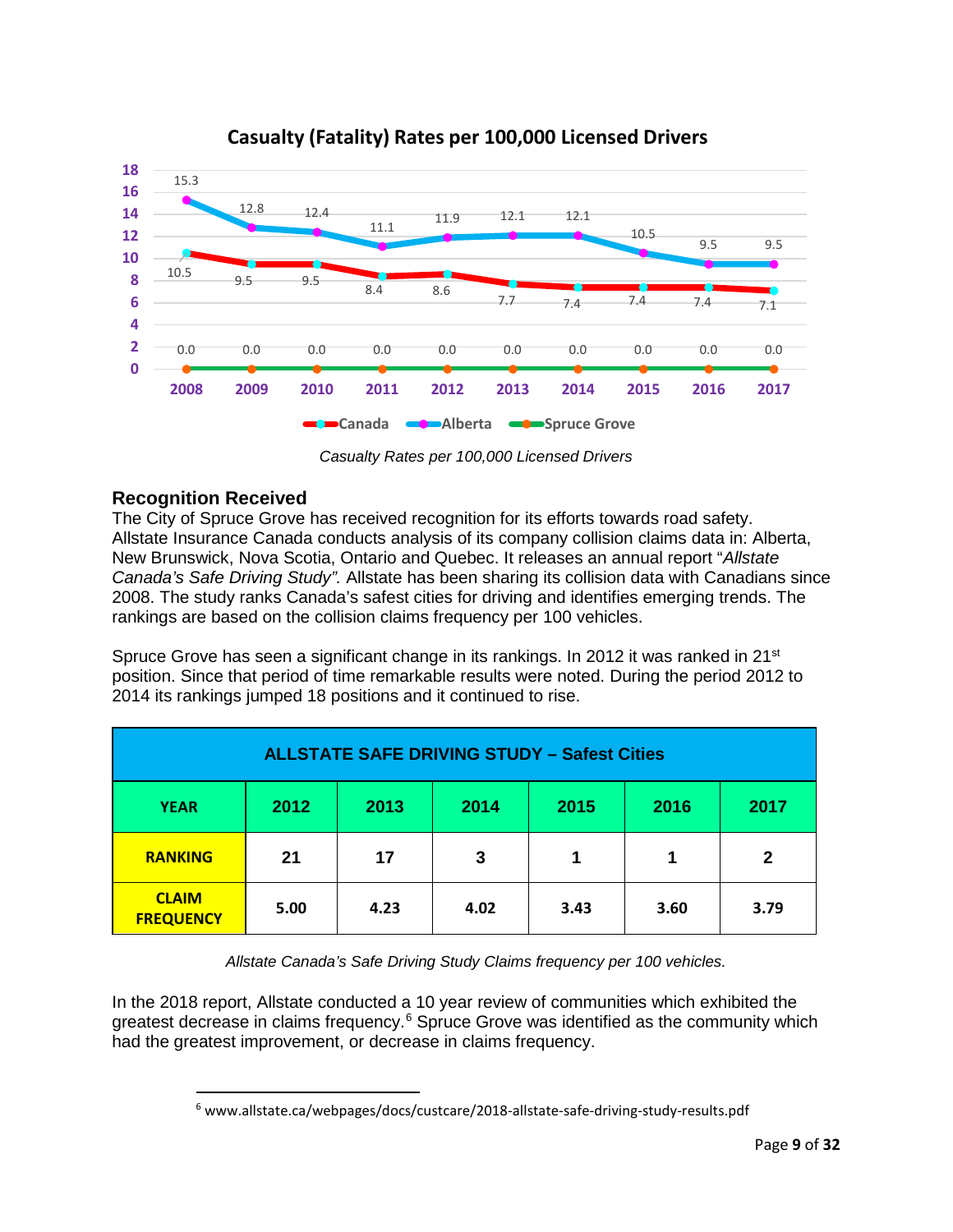**Casualty (Fatality) Rates per 100,000 Licensed Drivers**

| Year | 2008 | 2009 | 2010 | 2011 | 2012 | 2013 | 2014 | 2015 | 2016 | 2017 |
|---|---|---|---|---|---|---|---|---|---|---|
| Canada | 10.5 | 9.5 | 9.5 | 8.4 | 8.6 | 7.7 | 7.4 | 7.4 | 7.4 | 7.1 |
| Alberta | 15.3 | 12.8 | 12.4 | 11.1 | 11.9 | 12.1 | 12.1 | 10.5 | 9.5 | 9.5 |
| Spruce Grove | 0.0 | 0.0 | 0.0 | 0.0 | 0.0 | 0.0 | 0.0 | 0.0 | 0.0 | 0.0 |

*Casualty Rates per 100,000 Licensed Drivers*

## Recognition Received

The City of Spruce Grove has received recognition for its efforts towards road safety. Allstate Insurance Canada conducts analysis of its company collision claims data in: Alberta, New Brunswick, Nova Scotia, Ontario and Quebec. It releases an annual report "*Allstate Canada's Safe Driving Study".* Allstate has been sharing its collision data with Canadians since 2008. The study ranks Canada's safest cities for driving and identifies emerging trends. The rankings are based on the collision claims frequency per 100 vehicles.

Spruce Grove has seen a significant change in its rankings. In 2012 it was ranked in 21st position. Since that period of time remarkable results were noted. During the period 2012 to 2014 its rankings jumped 18 positions and it continued to rise.

| ALLSTATE SAFE DRIVING STUDY – Safest Cities | | | | | | |
|---|---|---|---|---|---|---|
| **YEAR** | **2012** | **2013** | **2014** | **2015** | **2016** | **2017** |
| **RANKING** | **21** | **17** | **3** | **1** | **1** | **2** |
| **CLAIM FREQUENCY** | **5.00** | **4.23** | **4.02** | **3.43** | **3.60** | **3.79** |

*Allstate Canada's Safe Driving Study Claims frequency per 100 vehicles.*

In the 2018 report, Allstate conducted a 10 year review of communities which exhibited the greatest decrease in claims frequency.[6] Spruce Grove was identified as the community which had the greatest improvement, or decrease in claims frequency.

[6] www.allstate.ca/webpages/docs/custcare/2018-allstate-safe-driving-study-results.pdf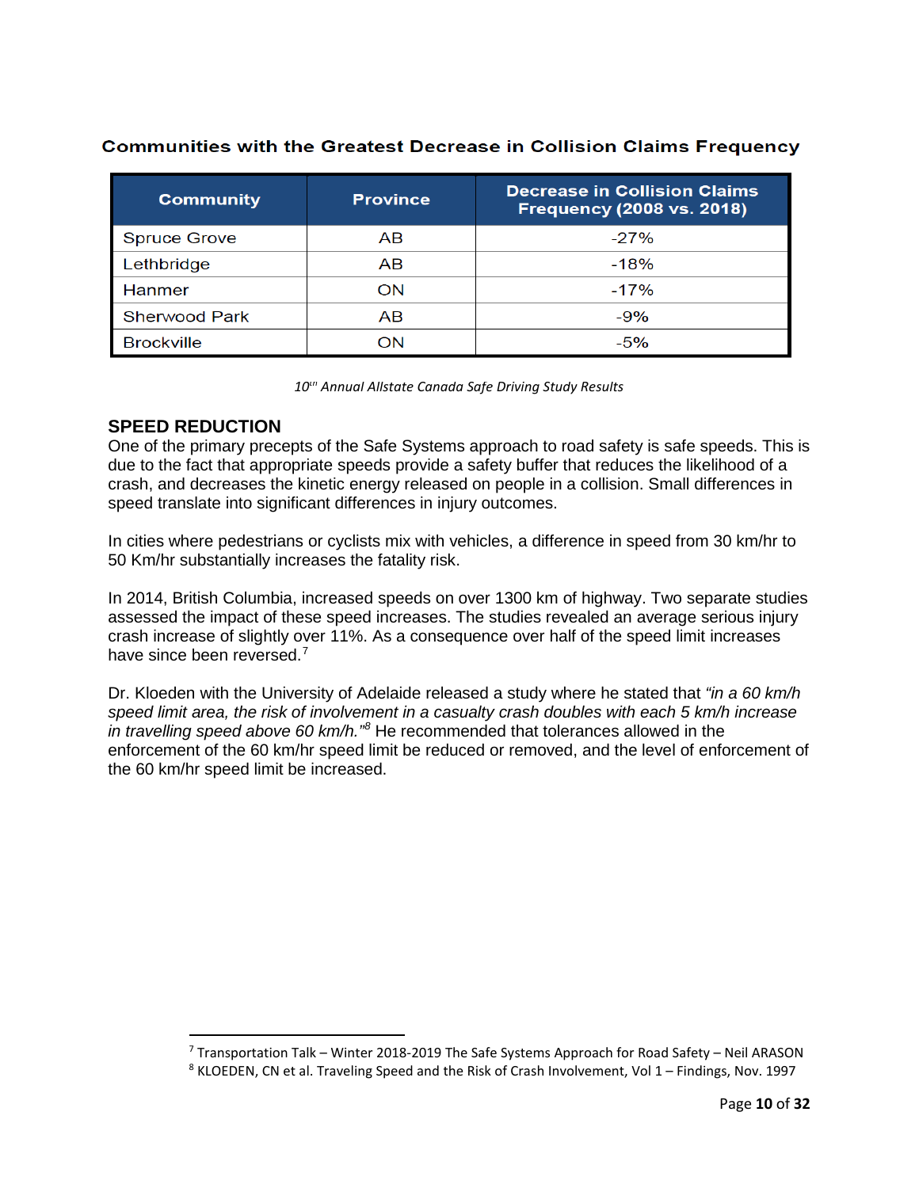**Communities with the Greatest Decrease in Collision Claims Frequency**

| Community | Province | Decrease in Collision Claims Frequency (2008 vs. 2018) |
| --- | --- | --- |
| Spruce Grove | AB | -27% |
| Lethbridge | AB | -18% |
| Hanmer | ON | -17% |
| Sherwood Park | AB | -9% |
| Brockville | ON | -5% |

*10th Annual Allstate Canada Safe Driving Study Results*

## SPEED REDUCTION

One of the primary precepts of the Safe Systems approach to road safety is safe speeds. This is due to the fact that appropriate speeds provide a safety buffer that reduces the likelihood of a crash, and decreases the kinetic energy released on people in a collision. Small differences in speed translate into significant differences in injury outcomes.

In cities where pedestrians or cyclists mix with vehicles, a difference in speed from 30 km/hr to 50 Km/hr substantially increases the fatality risk.

In 2014, British Columbia, increased speeds on over 1300 km of highway. Two separate studies assessed the impact of these speed increases. The studies revealed an average serious injury crash increase of slightly over 11%. As a consequence over half of the speed limit increases have since been reversed.[7]

Dr. Kloeden with the University of Adelaide released a study where he stated that *"in a 60 km/h speed limit area, the risk of involvement in a casualty crash doubles with each 5 km/h increase in travelling speed above 60 km/h."*[8] He recommended that tolerances allowed in the enforcement of the 60 km/hr speed limit be reduced or removed, and the level of enforcement of the 60 km/hr speed limit be increased.

---

[7] Transportation Talk – Winter 2018-2019 The Safe Systems Approach for Road Safety – Neil ARASON

[8] KLOEDEN, CN et al. Traveling Speed and the Risk of Crash Involvement, Vol 1 – Findings, Nov. 1997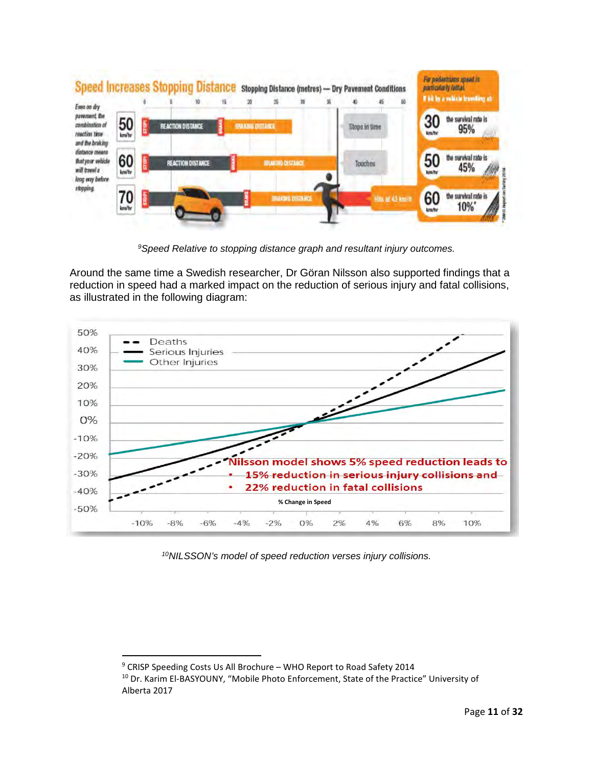[9]*Speed Relative to stopping distance graph and resultant injury outcomes.*

Around the same time a Swedish researcher, Dr Göran Nilsson also supported findings that a reduction in speed had a marked impact on the reduction of serious injury and fatal collisions, as illustrated in the following diagram:

[10]*NILSSON's model of speed reduction verses injury collisions.*

---

[9] CRISP Speeding Costs Us All Brochure – WHO Report to Road Safety 2014

[10] Dr. Karim El-BASYOUNY, "Mobile Photo Enforcement, State of the Practice" University of Alberta 2017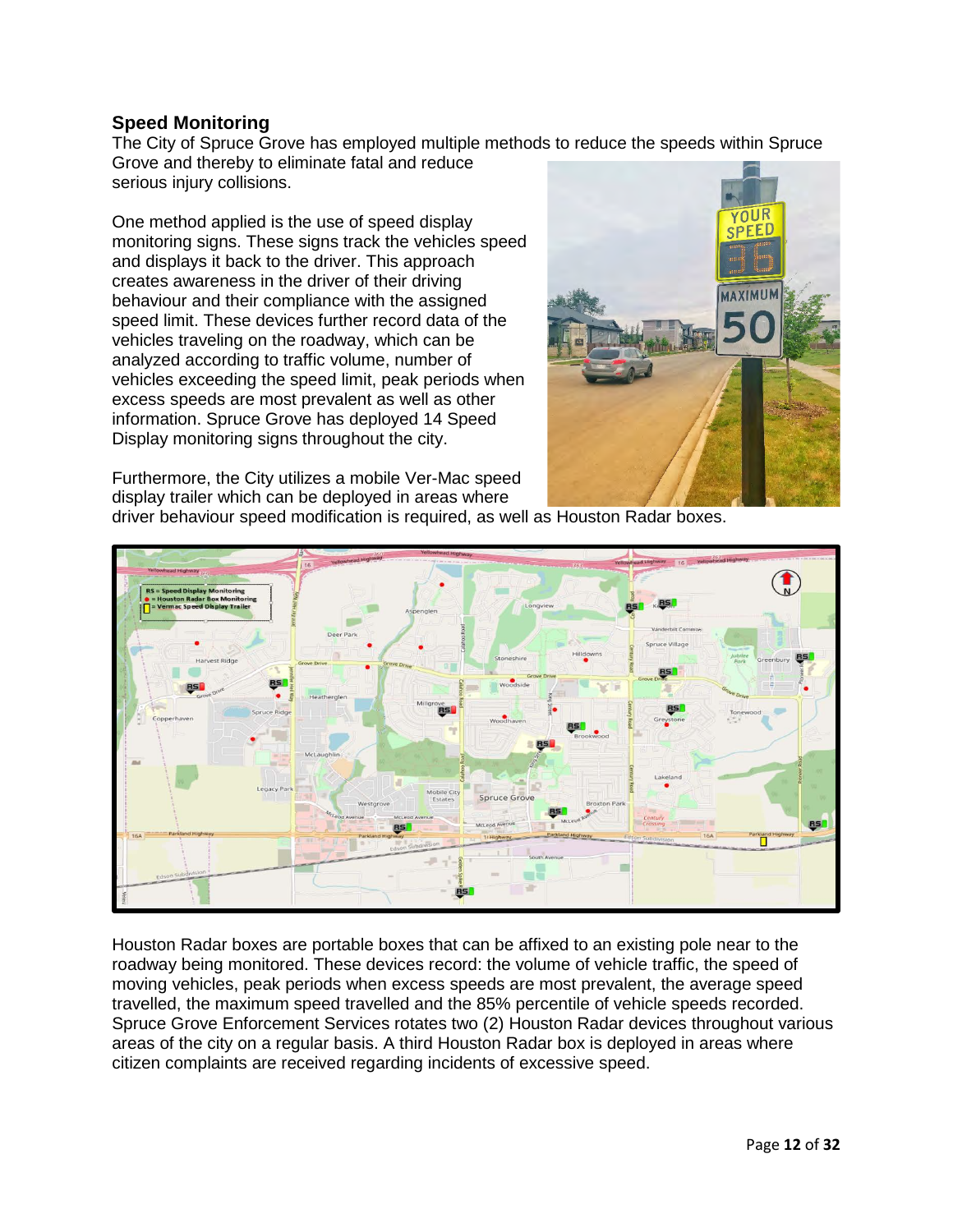## Speed Monitoring

The City of Spruce Grove has employed multiple methods to reduce the speeds within Spruce Grove and thereby to eliminate fatal and reduce serious injury collisions.

One method applied is the use of speed display monitoring signs. These signs track the vehicles speed and displays it back to the driver. This approach creates awareness in the driver of their driving behaviour and their compliance with the assigned speed limit. These devices further record data of the vehicles traveling on the roadway, which can be analyzed according to traffic volume, number of vehicles exceeding the speed limit, peak periods when excess speeds are most prevalent as well as other information. Spruce Grove has deployed 14 Speed Display monitoring signs throughout the city.

Furthermore, the City utilizes a mobile Ver-Mac speed display trailer which can be deployed in areas where driver behaviour speed modification is required, as well as Houston Radar boxes.

Houston Radar boxes are portable boxes that can be affixed to an existing pole near to the roadway being monitored. These devices record: the volume of vehicle traffic, the speed of moving vehicles, peak periods when excess speeds are most prevalent, the average speed travelled, the maximum speed travelled and the 85% percentile of vehicle speeds recorded. Spruce Grove Enforcement Services rotates two (2) Houston Radar devices throughout various areas of the city on a regular basis. A third Houston Radar box is deployed in areas where citizen complaints are received regarding incidents of excessive speed.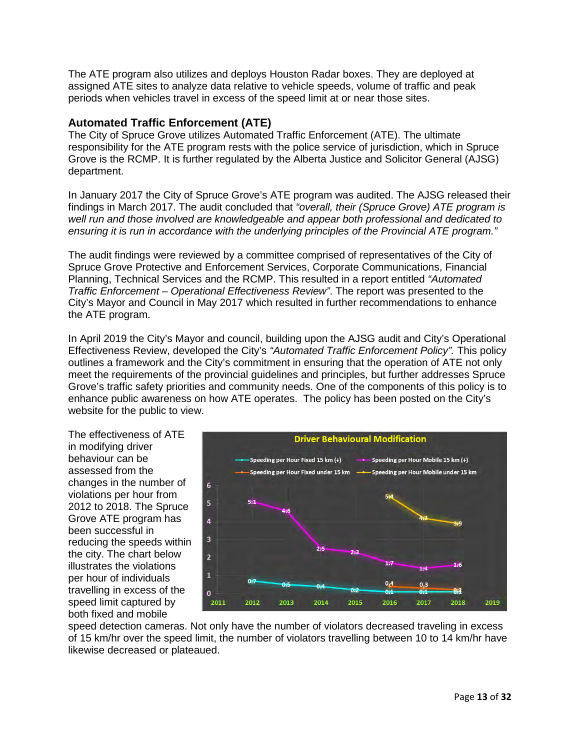The ATE program also utilizes and deploys Houston Radar boxes. They are deployed at assigned ATE sites to analyze data relative to vehicle speeds, volume of traffic and peak periods when vehicles travel in excess of the speed limit at or near those sites.

## Automated Traffic Enforcement (ATE)

The City of Spruce Grove utilizes Automated Traffic Enforcement (ATE). The ultimate responsibility for the ATE program rests with the police service of jurisdiction, which in Spruce Grove is the RCMP. It is further regulated by the Alberta Justice and Solicitor General (AJSG) department.

In January 2017 the City of Spruce Grove's ATE program was audited. The AJSG released their findings in March 2017. The audit concluded that *"overall, their (Spruce Grove) ATE program is well run and those involved are knowledgeable and appear both professional and dedicated to ensuring it is run in accordance with the underlying principles of the Provincial ATE program."*

The audit findings were reviewed by a committee comprised of representatives of the City of Spruce Grove Protective and Enforcement Services, Corporate Communications, Financial Planning, Technical Services and the RCMP. This resulted in a report entitled *"Automated Traffic Enforcement – Operational Effectiveness Review"*. The report was presented to the City's Mayor and Council in May 2017 which resulted in further recommendations to enhance the ATE program.

In April 2019 the City's Mayor and council, building upon the AJSG audit and City's Operational Effectiveness Review, developed the City's *"Automated Traffic Enforcement Policy".* This policy outlines a framework and the City's commitment in ensuring that the operation of ATE not only meet the requirements of the provincial guidelines and principles, but further addresses Spruce Grove's traffic safety priorities and community needs. One of the components of this policy is to enhance public awareness on how ATE operates. The policy has been posted on the City's website for the public to view.

The effectiveness of ATE in modifying driver behaviour can be assessed from the changes in the number of violations per hour from 2012 to 2018. The Spruce Grove ATE program has been successful in reducing the speeds within the city. The chart below illustrates the violations per hour of individuals travelling in excess of the speed limit captured by both fixed and mobile speed detection cameras. Not only have the number of violators decreased traveling in excess of 15 km/hr over the speed limit, the number of violators travelling between 10 to 14 km/hr have likewise decreased or plateaued.

**Driver Behavioural Modification**

| Year | Speeding per Hour Fixed 15 km (+) | Speeding per Hour Mobile 15 km (+) | Speeding per Hour Fixed under 15 km | Speeding per Hour Mobile under 15 km |
|---|---|---|---|---|
| 2012 | 0.7 | 5.1 | | |
| 2013 | 0.5 | 4.6 | | |
| 2014 | 0.4 | 2.5 | | |
| 2015 | 0.2 | 2.3 | | |
| 2016 | 0.1 | 1.7 | 0.4 | 5.4 |
| 2017 | 0.1 | 1.4 | 0.3 | 4.2 |
| 2018 | 0.1 | 1.6 | 0.2 | 3.9 |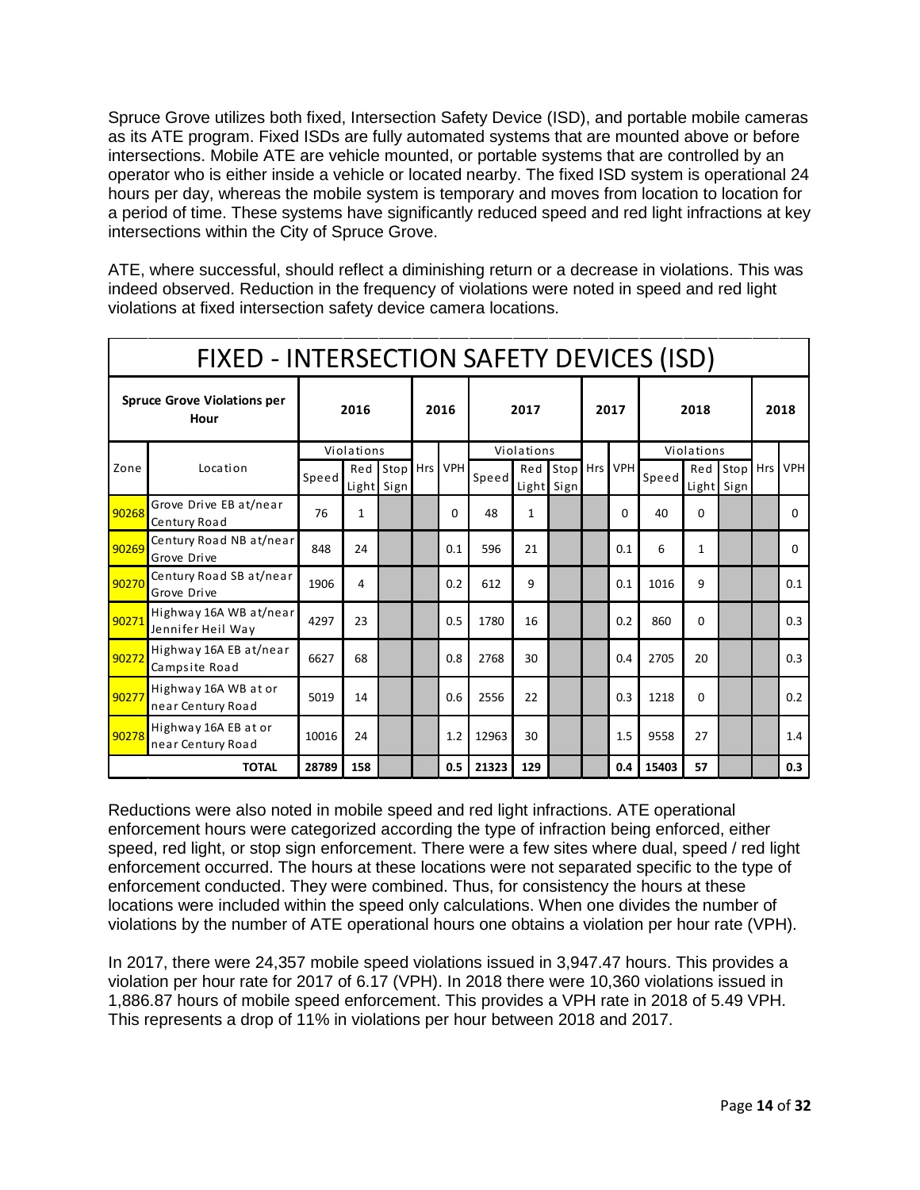Spruce Grove utilizes both fixed, Intersection Safety Device (ISD), and portable mobile cameras as its ATE program. Fixed ISDs are fully automated systems that are mounted above or before intersections. Mobile ATE are vehicle mounted, or portable systems that are controlled by an operator who is either inside a vehicle or located nearby. The fixed ISD system is operational 24 hours per day, whereas the mobile system is temporary and moves from location to location for a period of time. These systems have significantly reduced speed and red light infractions at key intersections within the City of Spruce Grove.

ATE, where successful, should reflect a diminishing return or a decrease in violations. This was indeed observed. Reduction in the frequency of violations were noted in speed and red light violations at fixed intersection safety device camera locations.

| FIXED - INTERSECTION SAFETY DEVICES (ISD) | | | | | | | | | | | | | | | | |
|---|---|---|---|---|---|---|---|---|---|---|---|---|---|---|---|---|
| **Spruce Grove Violations per Hour** | | **2016** | | | **2016** | | **2017** | | | **2017** | | **2018** | | | **2018** | |
| | | Violations | | | | | Violations | | | | | Violations | | | | |
| Zone | Location | Speed | Red Light | Stop Sign | Hrs | VPH | Speed | Red Light | Stop Sign | Hrs | VPH | Speed | Red Light | Stop Sign | Hrs | VPH |
| 90268 | Grove Drive EB at/near Century Road | 76 | 1 | | | 0 | 48 | 1 | | | 0 | 40 | 0 | | | 0 |
| 90269 | Century Road NB at/near Grove Drive | 848 | 24 | | | 0.1 | 596 | 21 | | | 0.1 | 6 | 1 | | | 0 |
| 90270 | Century Road SB at/near Grove Drive | 1906 | 4 | | | 0.2 | 612 | 9 | | | 0.1 | 1016 | 9 | | | 0.1 |
| 90271 | Highway 16A WB at/near Jennifer Heil Way | 4297 | 23 | | | 0.5 | 1780 | 16 | | | 0.2 | 860 | 0 | | | 0.3 |
| 90272 | Highway 16A EB at/near Campsite Road | 6627 | 68 | | | 0.8 | 2768 | 30 | | | 0.4 | 2705 | 20 | | | 0.3 |
| 90277 | Highway 16A WB at or near Century Road | 5019 | 14 | | | 0.6 | 2556 | 22 | | | 0.3 | 1218 | 0 | | | 0.2 |
| 90278 | Highway 16A EB at or near Century Road | 10016 | 24 | | | 1.2 | 12963 | 30 | | | 1.5 | 9558 | 27 | | | 1.4 |
| **TOTAL** | | **28789** | **158** | | | **0.5** | **21323** | **129** | | | **0.4** | **15403** | **57** | | | **0.3** |

Reductions were also noted in mobile speed and red light infractions. ATE operational enforcement hours were categorized according the type of infraction being enforced, either speed, red light, or stop sign enforcement. There were a few sites where dual, speed / red light enforcement occurred. The hours at these locations were not separated specific to the type of enforcement conducted. They were combined. Thus, for consistency the hours at these locations were included within the speed only calculations. When one divides the number of violations by the number of ATE operational hours one obtains a violation per hour rate (VPH).

In 2017, there were 24,357 mobile speed violations issued in 3,947.47 hours. This provides a violation per hour rate for 2017 of 6.17 (VPH). In 2018 there were 10,360 violations issued in 1,886.87 hours of mobile speed enforcement. This provides a VPH rate in 2018 of 5.49 VPH. This represents a drop of 11% in violations per hour between 2018 and 2017.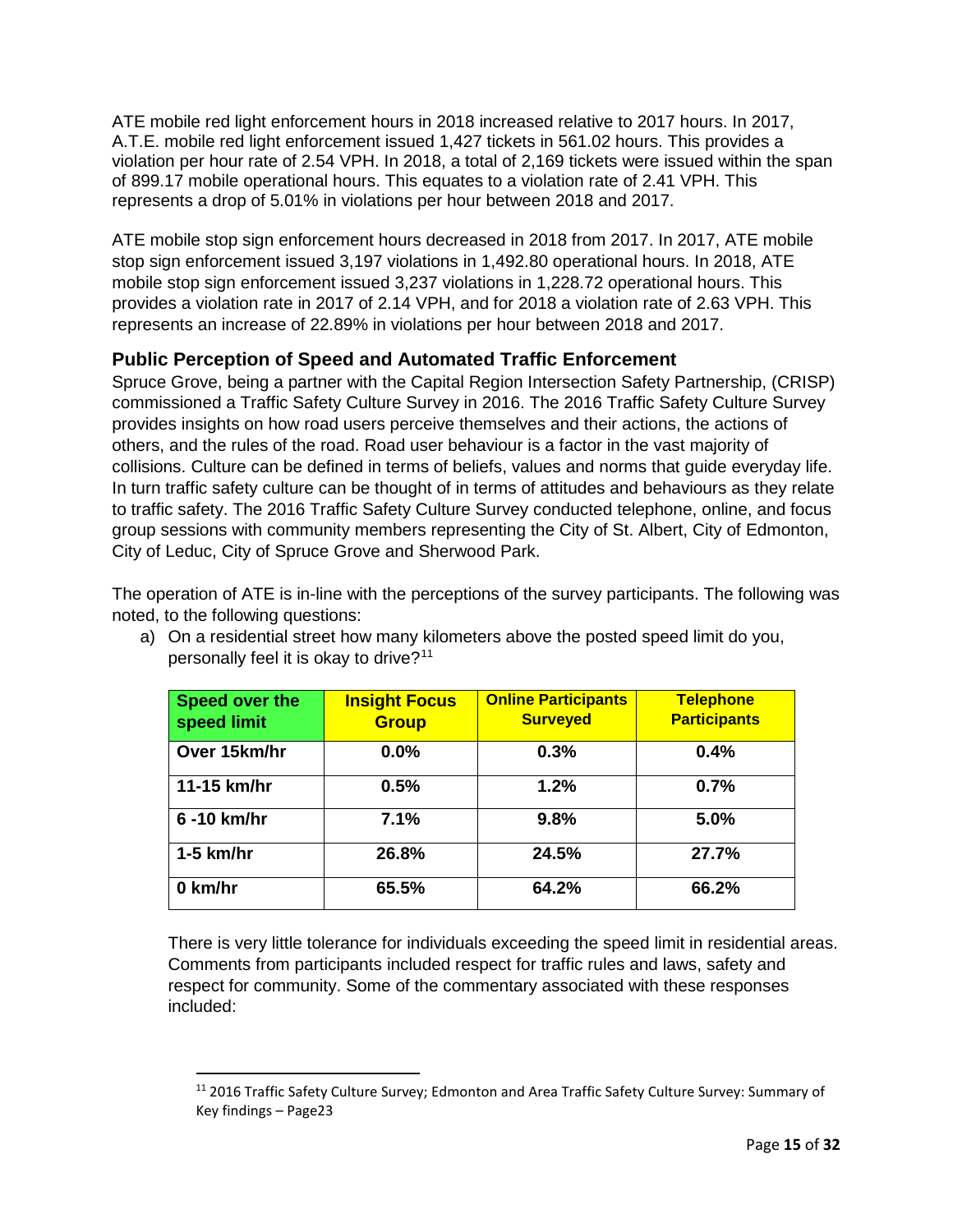ATE mobile red light enforcement hours in 2018 increased relative to 2017 hours. In 2017, A.T.E. mobile red light enforcement issued 1,427 tickets in 561.02 hours. This provides a violation per hour rate of 2.54 VPH. In 2018, a total of 2,169 tickets were issued within the span of 899.17 mobile operational hours. This equates to a violation rate of 2.41 VPH. This represents a drop of 5.01% in violations per hour between 2018 and 2017.

ATE mobile stop sign enforcement hours decreased in 2018 from 2017. In 2017, ATE mobile stop sign enforcement issued 3,197 violations in 1,492.80 operational hours. In 2018, ATE mobile stop sign enforcement issued 3,237 violations in 1,228.72 operational hours. This provides a violation rate in 2017 of 2.14 VPH, and for 2018 a violation rate of 2.63 VPH. This represents an increase of 22.89% in violations per hour between 2018 and 2017.

## Public Perception of Speed and Automated Traffic Enforcement

Spruce Grove, being a partner with the Capital Region Intersection Safety Partnership, (CRISP) commissioned a Traffic Safety Culture Survey in 2016. The 2016 Traffic Safety Culture Survey provides insights on how road users perceive themselves and their actions, the actions of others, and the rules of the road. Road user behaviour is a factor in the vast majority of collisions. Culture can be defined in terms of beliefs, values and norms that guide everyday life. In turn traffic safety culture can be thought of in terms of attitudes and behaviours as they relate to traffic safety. The 2016 Traffic Safety Culture Survey conducted telephone, online, and focus group sessions with community members representing the City of St. Albert, City of Edmonton, City of Leduc, City of Spruce Grove and Sherwood Park.

The operation of ATE is in-line with the perceptions of the survey participants. The following was noted, to the following questions:

a) On a residential street how many kilometers above the posted speed limit do you, personally feel it is okay to drive?[11]

| Speed over the speed limit | Insight Focus Group | Online Participants Surveyed | Telephone Participants |
|---|---|---|---|
| Over 15km/hr | 0.0% | 0.3% | 0.4% |
| 11-15 km/hr | 0.5% | 1.2% | 0.7% |
| 6 -10 km/hr | 7.1% | 9.8% | 5.0% |
| 1-5 km/hr | 26.8% | 24.5% | 27.7% |
| 0 km/hr | 65.5% | 64.2% | 66.2% |

There is very little tolerance for individuals exceeding the speed limit in residential areas. Comments from participants included respect for traffic rules and laws, safety and respect for community. Some of the commentary associated with these responses included:

[11] 2016 Traffic Safety Culture Survey; Edmonton and Area Traffic Safety Culture Survey: Summary of Key findings – Page23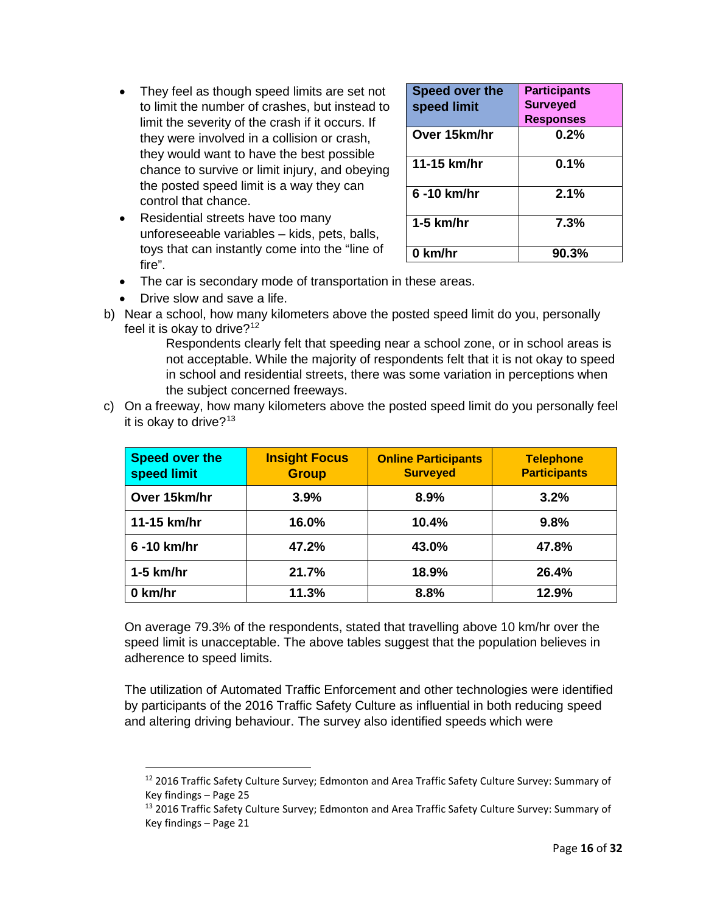- They feel as though speed limits are set not to limit the number of crashes, but instead to limit the severity of the crash if it occurs. If they were involved in a collision or crash, they would want to have the best possible chance to survive or limit injury, and obeying the posted speed limit is a way they can control that chance.
- Residential streets have too many unforeseeable variables – kids, pets, balls, toys that can instantly come into the "line of fire".
- The car is secondary mode of transportation in these areas.
- Drive slow and save a life.

| Speed over the speed limit | Participants Surveyed Responses |
|---|---|
| Over 15km/hr | 0.2% |
| 11-15 km/hr | 0.1% |
| 6 -10 km/hr | 2.1% |
| 1-5 km/hr | 7.3% |
| 0 km/hr | 90.3% |

b) Near a school, how many kilometers above the posted speed limit do you, personally feel it is okay to drive?[12]

Respondents clearly felt that speeding near a school zone, or in school areas is not acceptable. While the majority of respondents felt that it is not okay to speed in school and residential streets, there was some variation in perceptions when the subject concerned freeways.

c) On a freeway, how many kilometers above the posted speed limit do you personally feel it is okay to drive?[13]

| Speed over the speed limit | Insight Focus Group | Online Participants Surveyed | Telephone Participants |
|---|---|---|---|
| Over 15km/hr | 3.9% | 8.9% | 3.2% |
| 11-15 km/hr | 16.0% | 10.4% | 9.8% |
| 6 -10 km/hr | 47.2% | 43.0% | 47.8% |
| 1-5 km/hr | 21.7% | 18.9% | 26.4% |
| 0 km/hr | 11.3% | 8.8% | 12.9% |

On average 79.3% of the respondents, stated that travelling above 10 km/hr over the speed limit is unacceptable. The above tables suggest that the population believes in adherence to speed limits.

The utilization of Automated Traffic Enforcement and other technologies were identified by participants of the 2016 Traffic Safety Culture as influential in both reducing speed and altering driving behaviour. The survey also identified speeds which were

[12] 2016 Traffic Safety Culture Survey; Edmonton and Area Traffic Safety Culture Survey: Summary of Key findings – Page 25

[13] 2016 Traffic Safety Culture Survey; Edmonton and Area Traffic Safety Culture Survey: Summary of Key findings – Page 21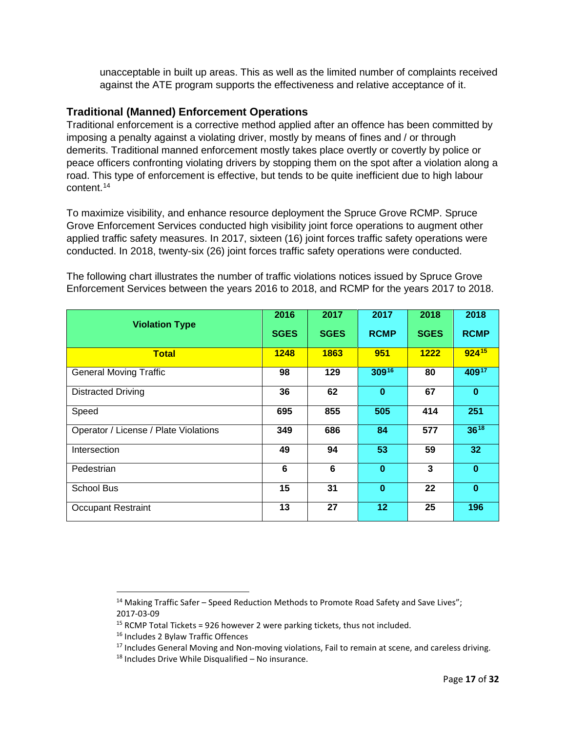unacceptable in built up areas. This as well as the limited number of complaints received against the ATE program supports the effectiveness and relative acceptance of it.

### Traditional (Manned) Enforcement Operations

Traditional enforcement is a corrective method applied after an offence has been committed by imposing a penalty against a violating driver, mostly by means of fines and / or through demerits. Traditional manned enforcement mostly takes place overtly or covertly by police or peace officers confronting violating drivers by stopping them on the spot after a violation along a road. This type of enforcement is effective, but tends to be quite inefficient due to high labour content.[14]

To maximize visibility, and enhance resource deployment the Spruce Grove RCMP. Spruce Grove Enforcement Services conducted high visibility joint force operations to augment other applied traffic safety measures. In 2017, sixteen (16) joint forces traffic safety operations were conducted. In 2018, twenty-six (26) joint forces traffic safety operations were conducted.

The following chart illustrates the number of traffic violations notices issued by Spruce Grove Enforcement Services between the years 2016 to 2018, and RCMP for the years 2017 to 2018.

| Violation Type | 2016 SGES | 2017 SGES | 2017 RCMP | 2018 SGES | 2018 RCMP |
|---|---|---|---|---|---|
| **Total** | **1248** | **1863** | **951** | **1222** | **924**[15] |
| General Moving Traffic | **98** | **129** | **309**[16] | **80** | **409**[17] |
| Distracted Driving | **36** | **62** | **0** | **67** | **0** |
| Speed | **695** | **855** | **505** | **414** | **251** |
| Operator / License / Plate Violations | **349** | **686** | **84** | **577** | **36**[18] |
| Intersection | **49** | **94** | **53** | **59** | **32** |
| Pedestrian | **6** | **6** | **0** | **3** | **0** |
| School Bus | **15** | **31** | **0** | **22** | **0** |
| Occupant Restraint | **13** | **27** | **12** | **25** | **196** |

[14] Making Traffic Safer – Speed Reduction Methods to Promote Road Safety and Save Lives"; 2017-03-09

[15] RCMP Total Tickets = 926 however 2 were parking tickets, thus not included.

[16] Includes 2 Bylaw Traffic Offences

[17] Includes General Moving and Non-moving violations, Fail to remain at scene, and careless driving.

[18] Includes Drive While Disqualified – No insurance.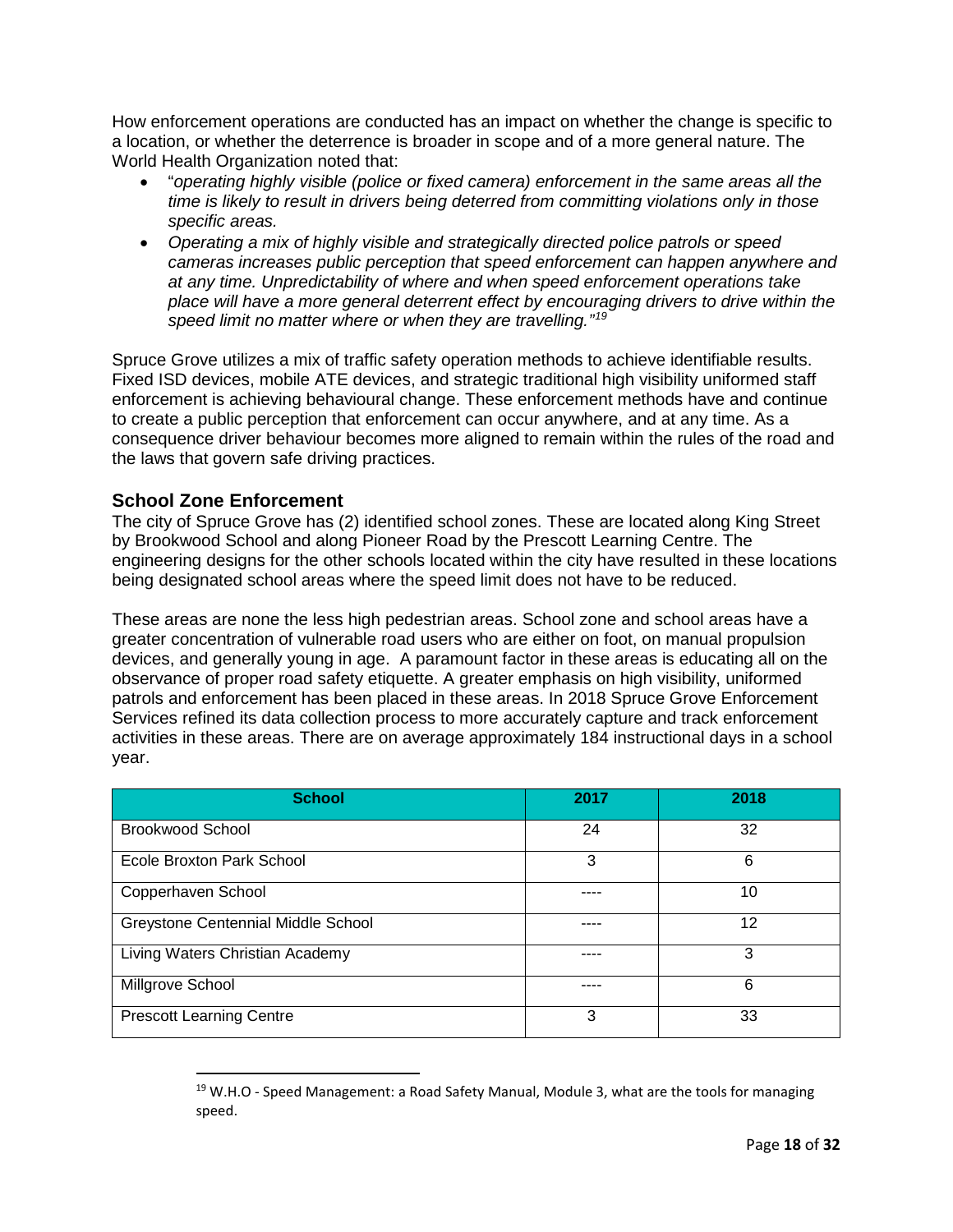How enforcement operations are conducted has an impact on whether the change is specific to a location, or whether the deterrence is broader in scope and of a more general nature. The World Health Organization noted that:

- "*operating highly visible (police or fixed camera) enforcement in the same areas all the time is likely to result in drivers being deterred from committing violations only in those specific areas.*
- *Operating a mix of highly visible and strategically directed police patrols or speed cameras increases public perception that speed enforcement can happen anywhere and at any time. Unpredictability of where and when speed enforcement operations take place will have a more general deterrent effect by encouraging drivers to drive within the speed limit no matter where or when they are travelling."*[19]

Spruce Grove utilizes a mix of traffic safety operation methods to achieve identifiable results. Fixed ISD devices, mobile ATE devices, and strategic traditional high visibility uniformed staff enforcement is achieving behavioural change. These enforcement methods have and continue to create a public perception that enforcement can occur anywhere, and at any time. As a consequence driver behaviour becomes more aligned to remain within the rules of the road and the laws that govern safe driving practices.

### School Zone Enforcement

The city of Spruce Grove has (2) identified school zones. These are located along King Street by Brookwood School and along Pioneer Road by the Prescott Learning Centre. The engineering designs for the other schools located within the city have resulted in these locations being designated school areas where the speed limit does not have to be reduced.

These areas are none the less high pedestrian areas. School zone and school areas have a greater concentration of vulnerable road users who are either on foot, on manual propulsion devices, and generally young in age. A paramount factor in these areas is educating all on the observance of proper road safety etiquette. A greater emphasis on high visibility, uniformed patrols and enforcement has been placed in these areas. In 2018 Spruce Grove Enforcement Services refined its data collection process to more accurately capture and track enforcement activities in these areas. There are on average approximately 184 instructional days in a school year.

| School | 2017 | 2018 |
|---|---|---|
| Brookwood School | 24 | 32 |
| Ecole Broxton Park School | 3 | 6 |
| Copperhaven School | ---- | 10 |
| Greystone Centennial Middle School | ---- | 12 |
| Living Waters Christian Academy | ---- | 3 |
| Millgrove School | ---- | 6 |
| Prescott Learning Centre | 3 | 33 |

[19] W.H.O - Speed Management: a Road Safety Manual, Module 3, what are the tools for managing speed.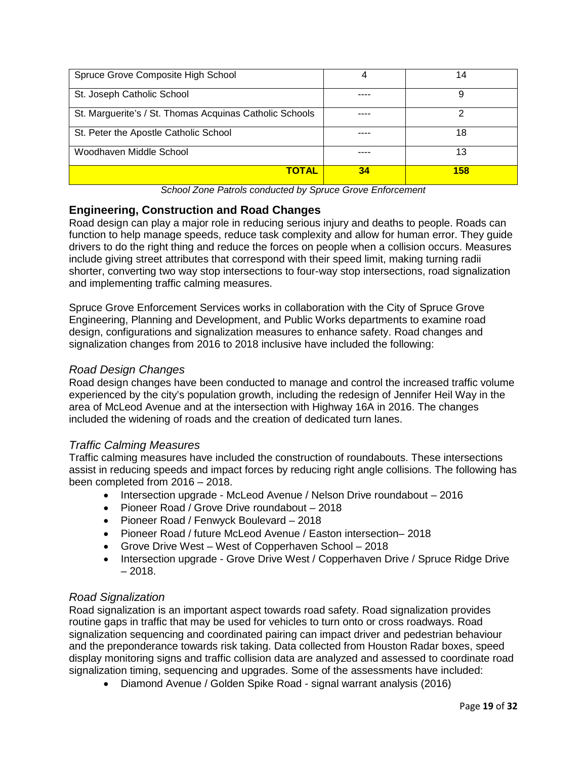| | | |
|---|---|---|
| Spruce Grove Composite High School | 4 | 14 |
| St. Joseph Catholic School | ---- | 9 |
| St. Marguerite's / St. Thomas Acquinas Catholic Schools | ---- | 2 |
| St. Peter the Apostle Catholic School | ---- | 18 |
| Woodhaven Middle School | ---- | 13 |
| **TOTAL** | **34** | **158** |

*School Zone Patrols conducted by Spruce Grove Enforcement*

## Engineering, Construction and Road Changes

Road design can play a major role in reducing serious injury and deaths to people. Roads can function to help manage speeds, reduce task complexity and allow for human error. They guide drivers to do the right thing and reduce the forces on people when a collision occurs. Measures include giving street attributes that correspond with their speed limit, making turning radii shorter, converting two way stop intersections to four-way stop intersections, road signalization and implementing traffic calming measures.

Spruce Grove Enforcement Services works in collaboration with the City of Spruce Grove Engineering, Planning and Development, and Public Works departments to examine road design, configurations and signalization measures to enhance safety. Road changes and signalization changes from 2016 to 2018 inclusive have included the following:

### *Road Design Changes*

Road design changes have been conducted to manage and control the increased traffic volume experienced by the city's population growth, including the redesign of Jennifer Heil Way in the area of McLeod Avenue and at the intersection with Highway 16A in 2016. The changes included the widening of roads and the creation of dedicated turn lanes.

### *Traffic Calming Measures*

Traffic calming measures have included the construction of roundabouts. These intersections assist in reducing speeds and impact forces by reducing right angle collisions. The following has been completed from 2016 – 2018.

- Intersection upgrade - McLeod Avenue / Nelson Drive roundabout – 2016
- Pioneer Road / Grove Drive roundabout – 2018
- Pioneer Road / Fenwyck Boulevard – 2018
- Pioneer Road / future McLeod Avenue / Easton intersection– 2018
- Grove Drive West – West of Copperhaven School – 2018
- Intersection upgrade - Grove Drive West / Copperhaven Drive / Spruce Ridge Drive – 2018.

### *Road Signalization*

Road signalization is an important aspect towards road safety. Road signalization provides routine gaps in traffic that may be used for vehicles to turn onto or cross roadways. Road signalization sequencing and coordinated pairing can impact driver and pedestrian behaviour and the preponderance towards risk taking. Data collected from Houston Radar boxes, speed display monitoring signs and traffic collision data are analyzed and assessed to coordinate road signalization timing, sequencing and upgrades. Some of the assessments have included:

- Diamond Avenue / Golden Spike Road - signal warrant analysis (2016)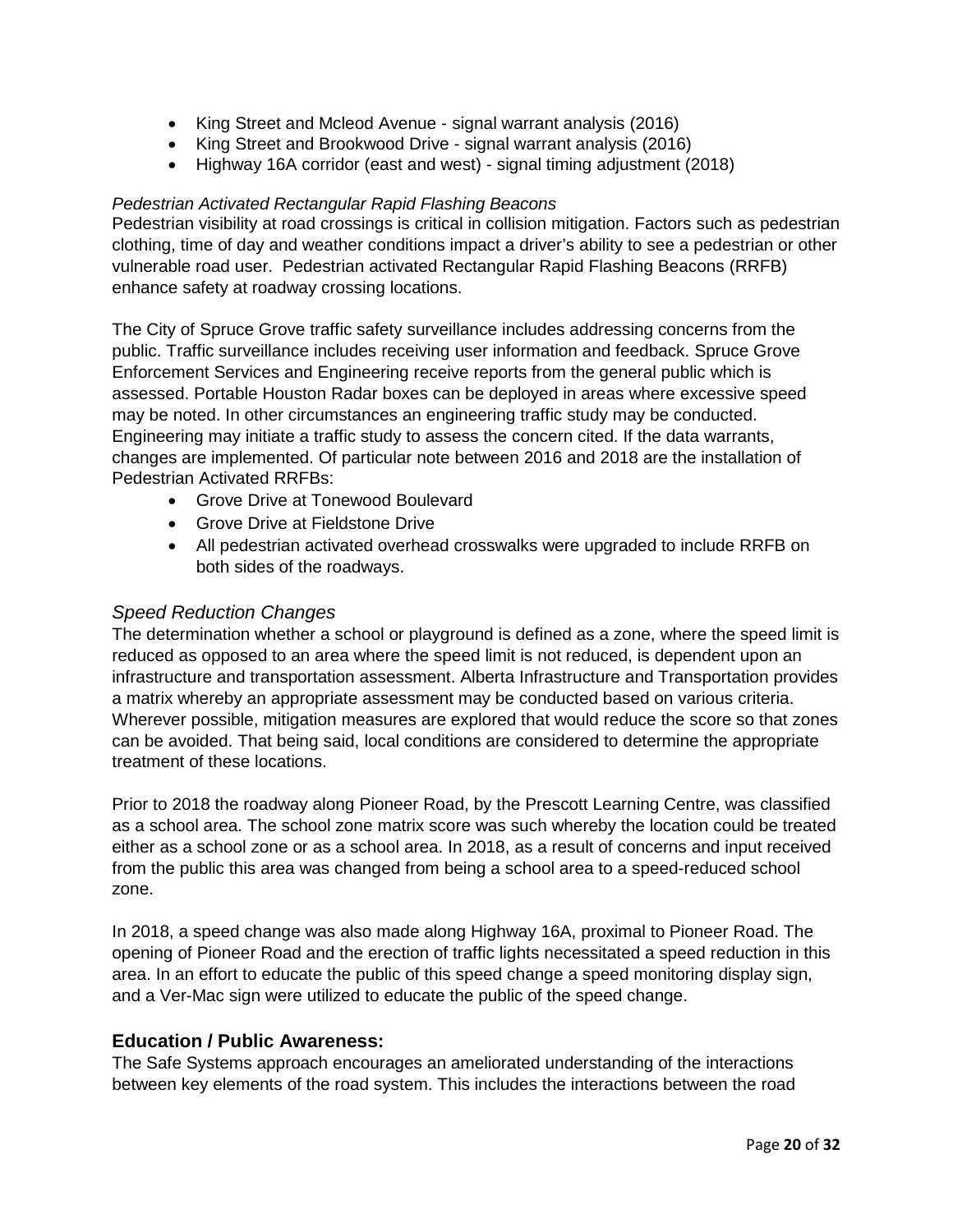- King Street and Mcleod Avenue - signal warrant analysis (2016)
- King Street and Brookwood Drive - signal warrant analysis (2016)
- Highway 16A corridor (east and west) - signal timing adjustment (2018)

*Pedestrian Activated Rectangular Rapid Flashing Beacons*

Pedestrian visibility at road crossings is critical in collision mitigation. Factors such as pedestrian clothing, time of day and weather conditions impact a driver's ability to see a pedestrian or other vulnerable road user. Pedestrian activated Rectangular Rapid Flashing Beacons (RRFB) enhance safety at roadway crossing locations.

The City of Spruce Grove traffic safety surveillance includes addressing concerns from the public. Traffic surveillance includes receiving user information and feedback. Spruce Grove Enforcement Services and Engineering receive reports from the general public which is assessed. Portable Houston Radar boxes can be deployed in areas where excessive speed may be noted. In other circumstances an engineering traffic study may be conducted. Engineering may initiate a traffic study to assess the concern cited. If the data warrants, changes are implemented. Of particular note between 2016 and 2018 are the installation of Pedestrian Activated RRFBs:

- Grove Drive at Tonewood Boulevard
- Grove Drive at Fieldstone Drive
- All pedestrian activated overhead crosswalks were upgraded to include RRFB on both sides of the roadways.

### *Speed Reduction Changes*

The determination whether a school or playground is defined as a zone, where the speed limit is reduced as opposed to an area where the speed limit is not reduced, is dependent upon an infrastructure and transportation assessment. Alberta Infrastructure and Transportation provides a matrix whereby an appropriate assessment may be conducted based on various criteria. Wherever possible, mitigation measures are explored that would reduce the score so that zones can be avoided. That being said, local conditions are considered to determine the appropriate treatment of these locations.

Prior to 2018 the roadway along Pioneer Road, by the Prescott Learning Centre, was classified as a school area. The school zone matrix score was such whereby the location could be treated either as a school zone or as a school area. In 2018, as a result of concerns and input received from the public this area was changed from being a school area to a speed-reduced school zone.

In 2018, a speed change was also made along Highway 16A, proximal to Pioneer Road. The opening of Pioneer Road and the erection of traffic lights necessitated a speed reduction in this area. In an effort to educate the public of this speed change a speed monitoring display sign, and a Ver-Mac sign were utilized to educate the public of the speed change.

### **Education / Public Awareness:**

The Safe Systems approach encourages an ameliorated understanding of the interactions between key elements of the road system. This includes the interactions between the road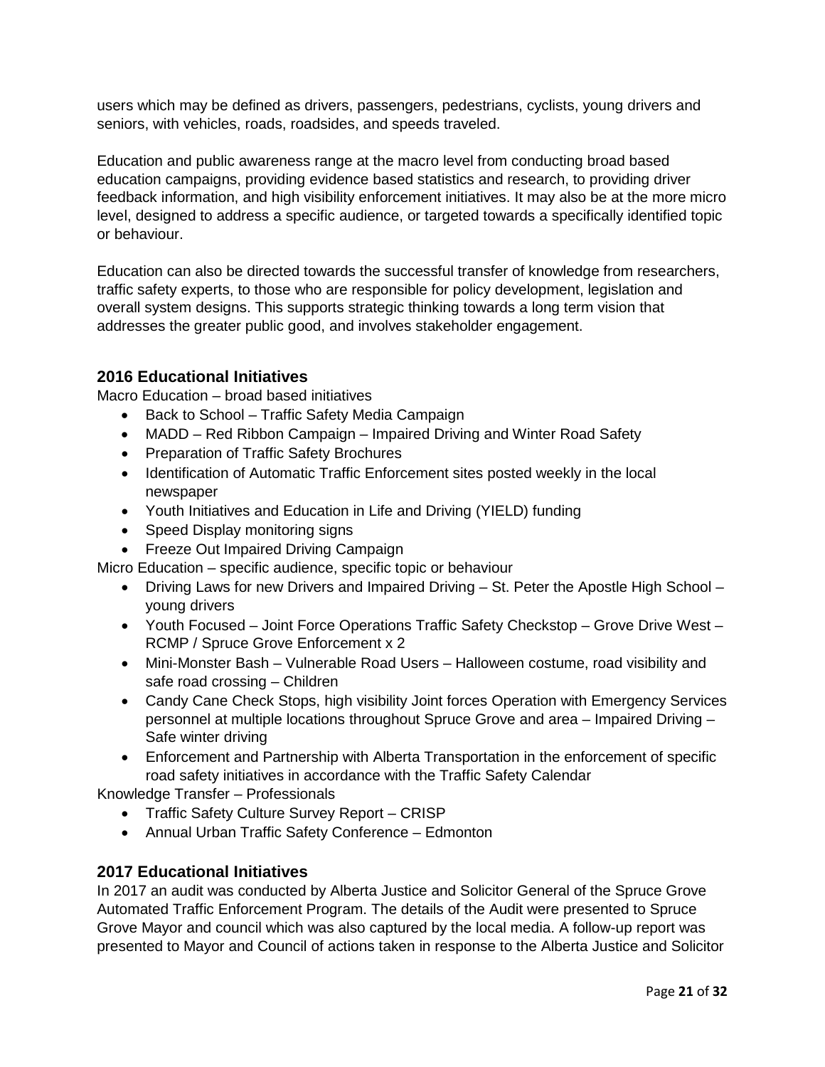users which may be defined as drivers, passengers, pedestrians, cyclists, young drivers and seniors, with vehicles, roads, roadsides, and speeds traveled.

Education and public awareness range at the macro level from conducting broad based education campaigns, providing evidence based statistics and research, to providing driver feedback information, and high visibility enforcement initiatives. It may also be at the more micro level, designed to address a specific audience, or targeted towards a specifically identified topic or behaviour.

Education can also be directed towards the successful transfer of knowledge from researchers, traffic safety experts, to those who are responsible for policy development, legislation and overall system designs. This supports strategic thinking towards a long term vision that addresses the greater public good, and involves stakeholder engagement.

## 2016 Educational Initiatives

Macro Education – broad based initiatives

- Back to School – Traffic Safety Media Campaign
- MADD – Red Ribbon Campaign – Impaired Driving and Winter Road Safety
- Preparation of Traffic Safety Brochures
- Identification of Automatic Traffic Enforcement sites posted weekly in the local newspaper
- Youth Initiatives and Education in Life and Driving (YIELD) funding
- Speed Display monitoring signs
- Freeze Out Impaired Driving Campaign

Micro Education – specific audience, specific topic or behaviour

- Driving Laws for new Drivers and Impaired Driving – St. Peter the Apostle High School – young drivers
- Youth Focused – Joint Force Operations Traffic Safety Checkstop – Grove Drive West – RCMP / Spruce Grove Enforcement x 2
- Mini-Monster Bash – Vulnerable Road Users – Halloween costume, road visibility and safe road crossing – Children
- Candy Cane Check Stops, high visibility Joint forces Operation with Emergency Services personnel at multiple locations throughout Spruce Grove and area – Impaired Driving – Safe winter driving
- Enforcement and Partnership with Alberta Transportation in the enforcement of specific road safety initiatives in accordance with the Traffic Safety Calendar

Knowledge Transfer – Professionals

- Traffic Safety Culture Survey Report – CRISP
- Annual Urban Traffic Safety Conference – Edmonton

## 2017 Educational Initiatives

In 2017 an audit was conducted by Alberta Justice and Solicitor General of the Spruce Grove Automated Traffic Enforcement Program. The details of the Audit were presented to Spruce Grove Mayor and council which was also captured by the local media. A follow-up report was presented to Mayor and Council of actions taken in response to the Alberta Justice and Solicitor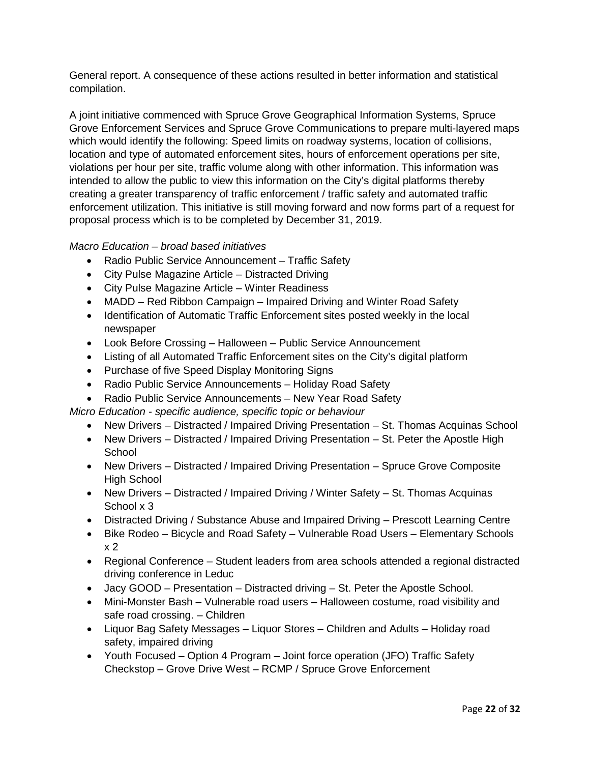General report. A consequence of these actions resulted in better information and statistical compilation.

A joint initiative commenced with Spruce Grove Geographical Information Systems, Spruce Grove Enforcement Services and Spruce Grove Communications to prepare multi-layered maps which would identify the following: Speed limits on roadway systems, location of collisions, location and type of automated enforcement sites, hours of enforcement operations per site, violations per hour per site, traffic volume along with other information. This information was intended to allow the public to view this information on the City's digital platforms thereby creating a greater transparency of traffic enforcement / traffic safety and automated traffic enforcement utilization. This initiative is still moving forward and now forms part of a request for proposal process which is to be completed by December 31, 2019.

*Macro Education – broad based initiatives*

- Radio Public Service Announcement – Traffic Safety
- City Pulse Magazine Article – Distracted Driving
- City Pulse Magazine Article – Winter Readiness
- MADD – Red Ribbon Campaign – Impaired Driving and Winter Road Safety
- Identification of Automatic Traffic Enforcement sites posted weekly in the local newspaper
- Look Before Crossing – Halloween – Public Service Announcement
- Listing of all Automated Traffic Enforcement sites on the City's digital platform
- Purchase of five Speed Display Monitoring Signs
- Radio Public Service Announcements – Holiday Road Safety
- Radio Public Service Announcements – New Year Road Safety

*Micro Education - specific audience, specific topic or behaviour*

- New Drivers – Distracted / Impaired Driving Presentation – St. Thomas Acquinas School
- New Drivers – Distracted / Impaired Driving Presentation – St. Peter the Apostle High School
- New Drivers – Distracted / Impaired Driving Presentation – Spruce Grove Composite High School
- New Drivers – Distracted / Impaired Driving / Winter Safety – St. Thomas Acquinas School x 3
- Distracted Driving / Substance Abuse and Impaired Driving – Prescott Learning Centre
- Bike Rodeo – Bicycle and Road Safety – Vulnerable Road Users – Elementary Schools x 2
- Regional Conference – Student leaders from area schools attended a regional distracted driving conference in Leduc
- Jacy GOOD – Presentation – Distracted driving – St. Peter the Apostle School.
- Mini-Monster Bash – Vulnerable road users – Halloween costume, road visibility and safe road crossing. – Children
- Liquor Bag Safety Messages – Liquor Stores – Children and Adults – Holiday road safety, impaired driving
- Youth Focused – Option 4 Program – Joint force operation (JFO) Traffic Safety Checkstop – Grove Drive West – RCMP / Spruce Grove Enforcement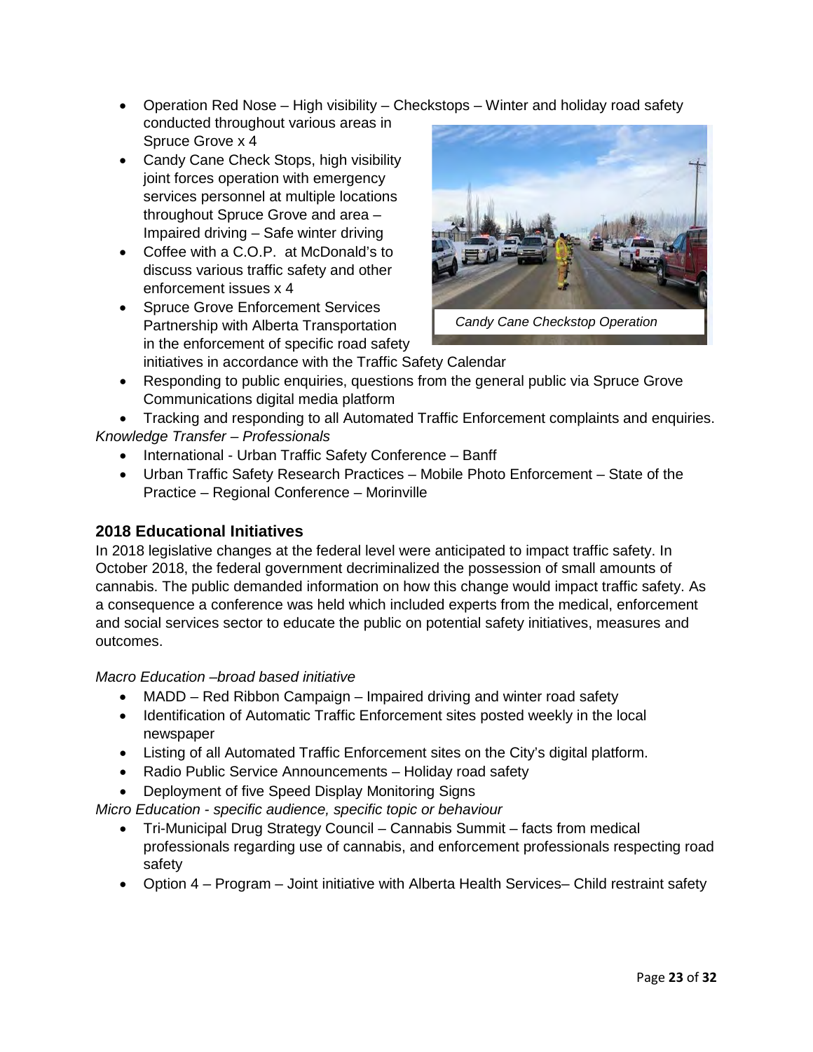- Operation Red Nose – High visibility – Checkstops – Winter and holiday road safety conducted throughout various areas in Spruce Grove x 4
- Candy Cane Check Stops, high visibility joint forces operation with emergency services personnel at multiple locations throughout Spruce Grove and area – Impaired driving – Safe winter driving
- Coffee with a C.O.P. at McDonald's to discuss various traffic safety and other enforcement issues x 4
- Spruce Grove Enforcement Services Partnership with Alberta Transportation in the enforcement of specific road safety initiatives in accordance with the Traffic Safety Calendar
- Responding to public enquiries, questions from the general public via Spruce Grove Communications digital media platform
- Tracking and responding to all Automated Traffic Enforcement complaints and enquiries.

*Candy Cane Checkstop Operation*

*Knowledge Transfer – Professionals*

- International - Urban Traffic Safety Conference – Banff
- Urban Traffic Safety Research Practices – Mobile Photo Enforcement – State of the Practice – Regional Conference – Morinville

## 2018 Educational Initiatives

In 2018 legislative changes at the federal level were anticipated to impact traffic safety. In October 2018, the federal government decriminalized the possession of small amounts of cannabis. The public demanded information on how this change would impact traffic safety. As a consequence a conference was held which included experts from the medical, enforcement and social services sector to educate the public on potential safety initiatives, measures and outcomes.

*Macro Education –broad based initiative*

- MADD – Red Ribbon Campaign – Impaired driving and winter road safety
- Identification of Automatic Traffic Enforcement sites posted weekly in the local newspaper
- Listing of all Automated Traffic Enforcement sites on the City's digital platform.
- Radio Public Service Announcements – Holiday road safety
- Deployment of five Speed Display Monitoring Signs

*Micro Education - specific audience, specific topic or behaviour*

- Tri-Municipal Drug Strategy Council – Cannabis Summit – facts from medical professionals regarding use of cannabis, and enforcement professionals respecting road safety
- Option 4 – Program – Joint initiative with Alberta Health Services– Child restraint safety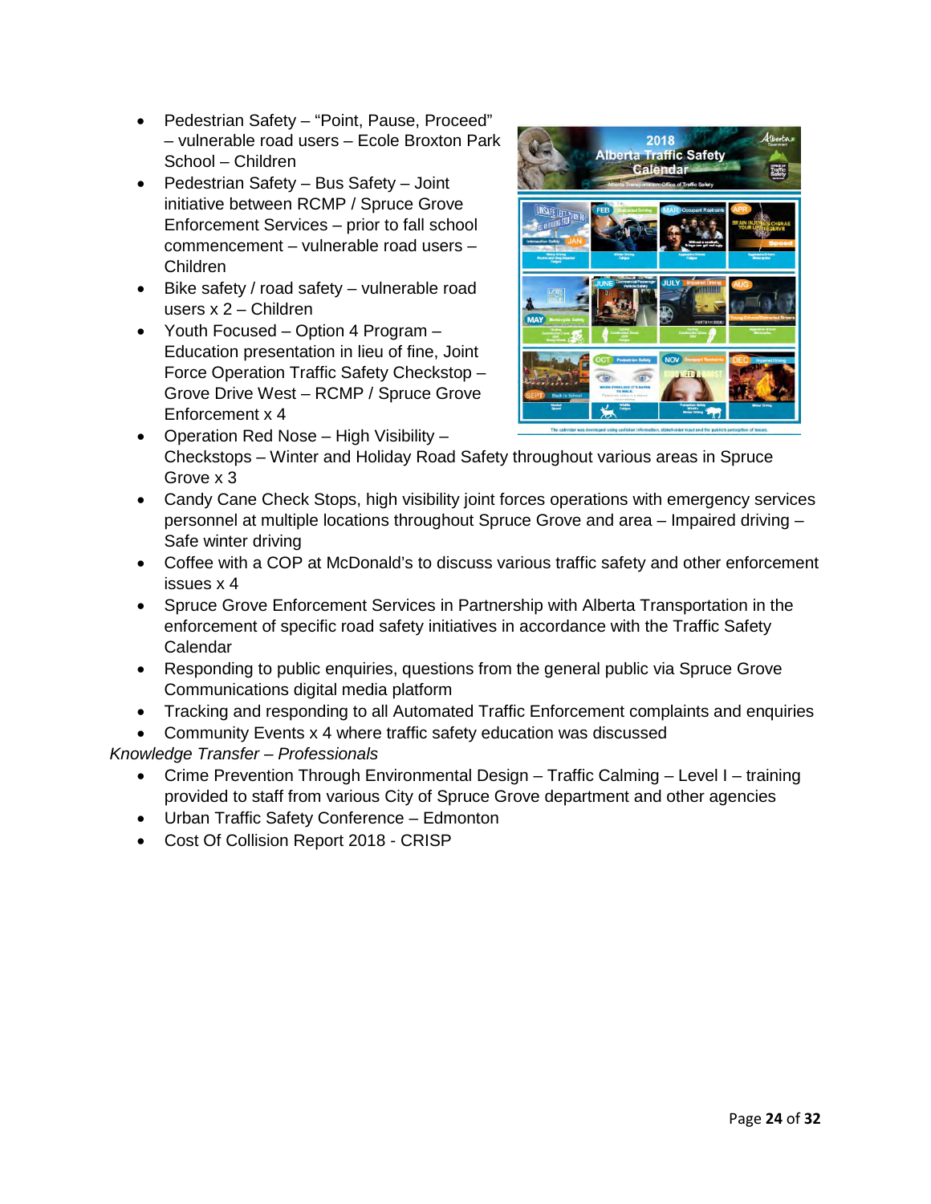- Pedestrian Safety – “Point, Pause, Proceed” – vulnerable road users – Ecole Broxton Park School – Children
- Pedestrian Safety – Bus Safety – Joint initiative between RCMP / Spruce Grove Enforcement Services – prior to fall school commencement – vulnerable road users – Children
- Bike safety / road safety – vulnerable road users x 2 – Children
- Youth Focused – Option 4 Program – Education presentation in lieu of fine, Joint Force Operation Traffic Safety Checkstop – Grove Drive West – RCMP / Spruce Grove Enforcement x 4
- Operation Red Nose – High Visibility – Checkstops – Winter and Holiday Road Safety throughout various areas in Spruce Grove x 3
- Candy Cane Check Stops, high visibility joint forces operations with emergency services personnel at multiple locations throughout Spruce Grove and area – Impaired driving – Safe winter driving
- Coffee with a COP at McDonald’s to discuss various traffic safety and other enforcement issues x 4
- Spruce Grove Enforcement Services in Partnership with Alberta Transportation in the enforcement of specific road safety initiatives in accordance with the Traffic Safety Calendar
- Responding to public enquiries, questions from the general public via Spruce Grove Communications digital media platform
- Tracking and responding to all Automated Traffic Enforcement complaints and enquiries
- Community Events x 4 where traffic safety education was discussed

*Knowledge Transfer – Professionals*

- Crime Prevention Through Environmental Design – Traffic Calming – Level I – training provided to staff from various City of Spruce Grove department and other agencies
- Urban Traffic Safety Conference – Edmonton
- Cost Of Collision Report 2018 - CRISP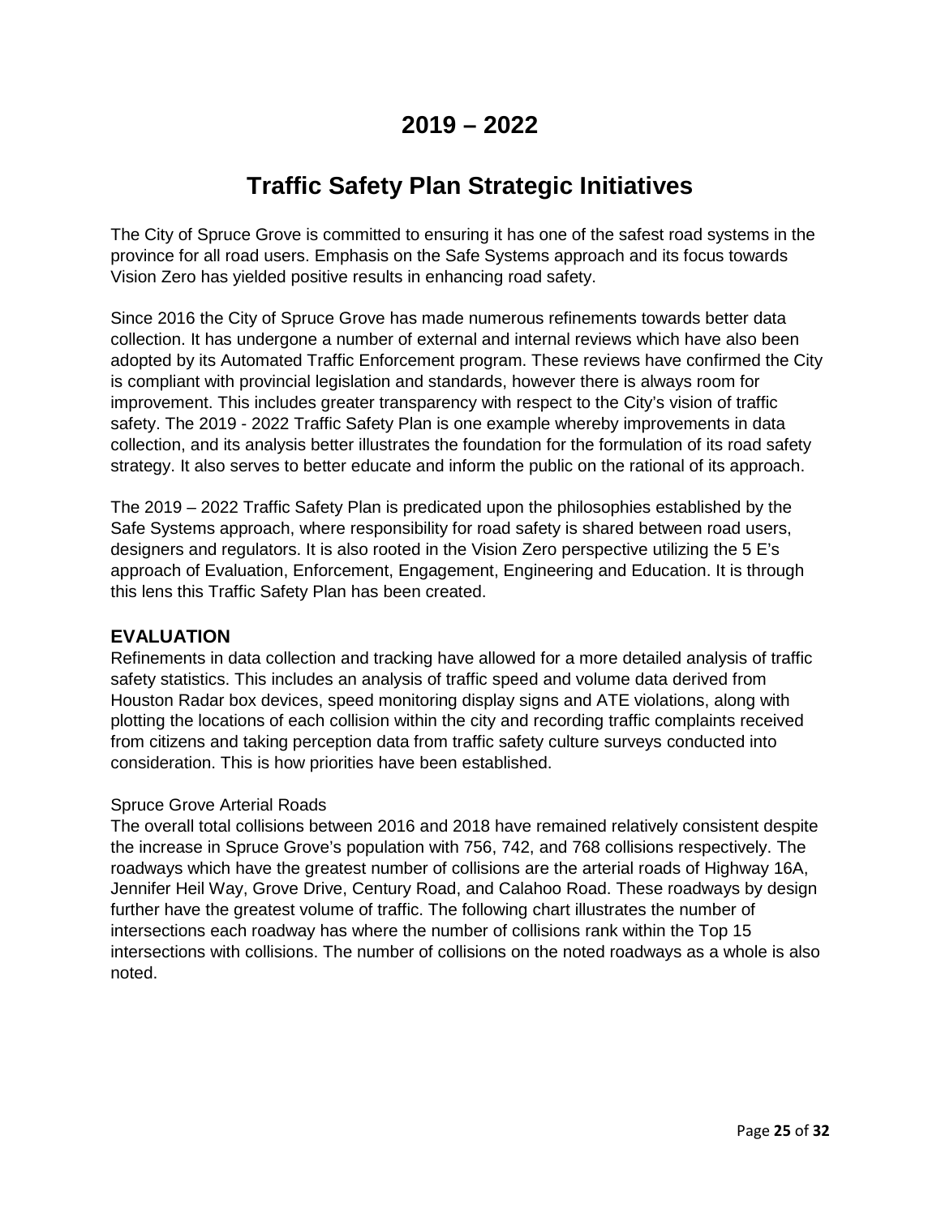# 2019 – 2022

# Traffic Safety Plan Strategic Initiatives

The City of Spruce Grove is committed to ensuring it has one of the safest road systems in the province for all road users. Emphasis on the Safe Systems approach and its focus towards Vision Zero has yielded positive results in enhancing road safety.

Since 2016 the City of Spruce Grove has made numerous refinements towards better data collection. It has undergone a number of external and internal reviews which have also been adopted by its Automated Traffic Enforcement program. These reviews have confirmed the City is compliant with provincial legislation and standards, however there is always room for improvement. This includes greater transparency with respect to the City's vision of traffic safety. The 2019 - 2022 Traffic Safety Plan is one example whereby improvements in data collection, and its analysis better illustrates the foundation for the formulation of its road safety strategy. It also serves to better educate and inform the public on the rational of its approach.

The 2019 – 2022 Traffic Safety Plan is predicated upon the philosophies established by the Safe Systems approach, where responsibility for road safety is shared between road users, designers and regulators. It is also rooted in the Vision Zero perspective utilizing the 5 E's approach of Evaluation, Enforcement, Engagement, Engineering and Education. It is through this lens this Traffic Safety Plan has been created.

## EVALUATION

Refinements in data collection and tracking have allowed for a more detailed analysis of traffic safety statistics. This includes an analysis of traffic speed and volume data derived from Houston Radar box devices, speed monitoring display signs and ATE violations, along with plotting the locations of each collision within the city and recording traffic complaints received from citizens and taking perception data from traffic safety culture surveys conducted into consideration. This is how priorities have been established.

Spruce Grove Arterial Roads

The overall total collisions between 2016 and 2018 have remained relatively consistent despite the increase in Spruce Grove's population with 756, 742, and 768 collisions respectively. The roadways which have the greatest number of collisions are the arterial roads of Highway 16A, Jennifer Heil Way, Grove Drive, Century Road, and Calahoo Road. These roadways by design further have the greatest volume of traffic. The following chart illustrates the number of intersections each roadway has where the number of collisions rank within the Top 15 intersections with collisions. The number of collisions on the noted roadways as a whole is also noted.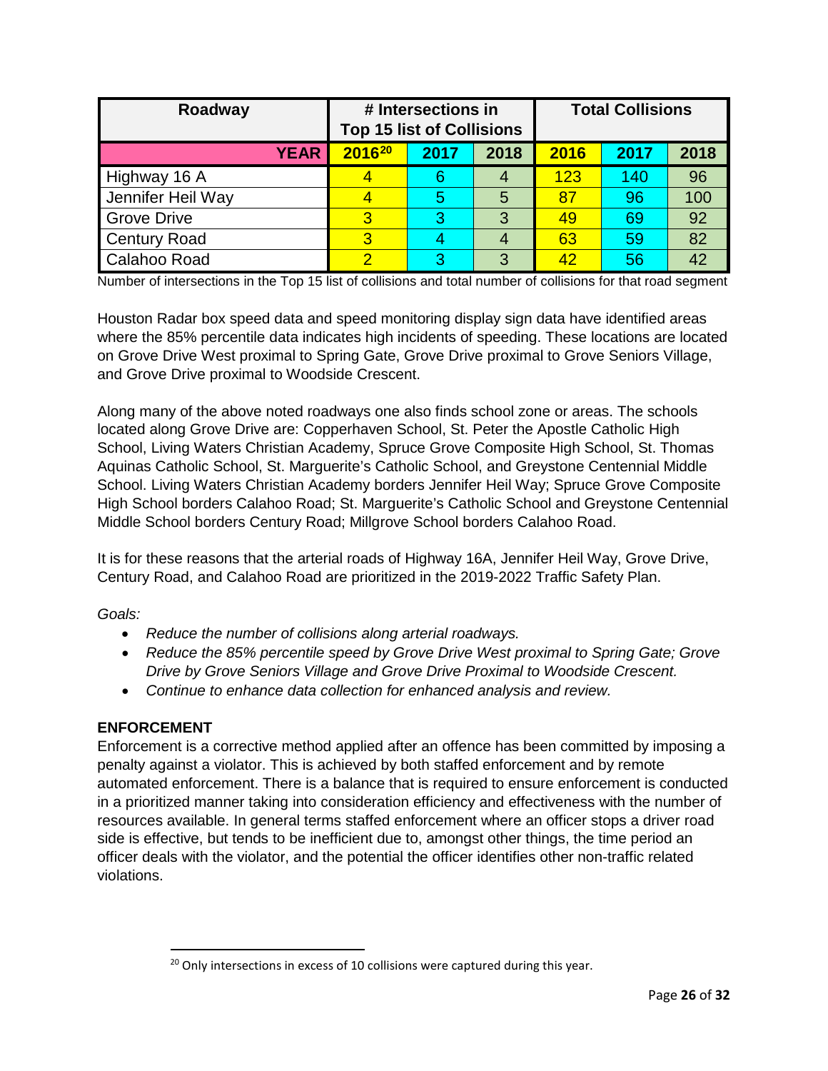| Roadway | # Intersections in Top 15 list of Collisions | | | Total Collisions | | |
|---|---|---|---|---|---|---|
| YEAR | 2016[20] | 2017 | 2018 | 2016 | 2017 | 2018 |
| Highway 16 A | 4 | 6 | 4 | 123 | 140 | 96 |
| Jennifer Heil Way | 4 | 5 | 5 | 87 | 96 | 100 |
| Grove Drive | 3 | 3 | 3 | 49 | 69 | 92 |
| Century Road | 3 | 4 | 4 | 63 | 59 | 82 |
| Calahoo Road | 2 | 3 | 3 | 42 | 56 | 42 |

Number of intersections in the Top 15 list of collisions and total number of collisions for that road segment

Houston Radar box speed data and speed monitoring display sign data have identified areas where the 85% percentile data indicates high incidents of speeding. These locations are located on Grove Drive West proximal to Spring Gate, Grove Drive proximal to Grove Seniors Village, and Grove Drive proximal to Woodside Crescent.

Along many of the above noted roadways one also finds school zone or areas. The schools located along Grove Drive are: Copperhaven School, St. Peter the Apostle Catholic High School, Living Waters Christian Academy, Spruce Grove Composite High School, St. Thomas Aquinas Catholic School, St. Marguerite's Catholic School, and Greystone Centennial Middle School. Living Waters Christian Academy borders Jennifer Heil Way; Spruce Grove Composite High School borders Calahoo Road; St. Marguerite's Catholic School and Greystone Centennial Middle School borders Century Road; Millgrove School borders Calahoo Road.

It is for these reasons that the arterial roads of Highway 16A, Jennifer Heil Way, Grove Drive, Century Road, and Calahoo Road are prioritized in the 2019-2022 Traffic Safety Plan.

*Goals:*

- *Reduce the number of collisions along arterial roadways.*
- *Reduce the 85% percentile speed by Grove Drive West proximal to Spring Gate; Grove Drive by Grove Seniors Village and Grove Drive Proximal to Woodside Crescent.*
- *Continue to enhance data collection for enhanced analysis and review.*

**ENFORCEMENT**

Enforcement is a corrective method applied after an offence has been committed by imposing a penalty against a violator. This is achieved by both staffed enforcement and by remote automated enforcement. There is a balance that is required to ensure enforcement is conducted in a prioritized manner taking into consideration efficiency and effectiveness with the number of resources available. In general terms staffed enforcement where an officer stops a driver road side is effective, but tends to be inefficient due to, amongst other things, the time period an officer deals with the violator, and the potential the officer identifies other non-traffic related violations.

[20] Only intersections in excess of 10 collisions were captured during this year.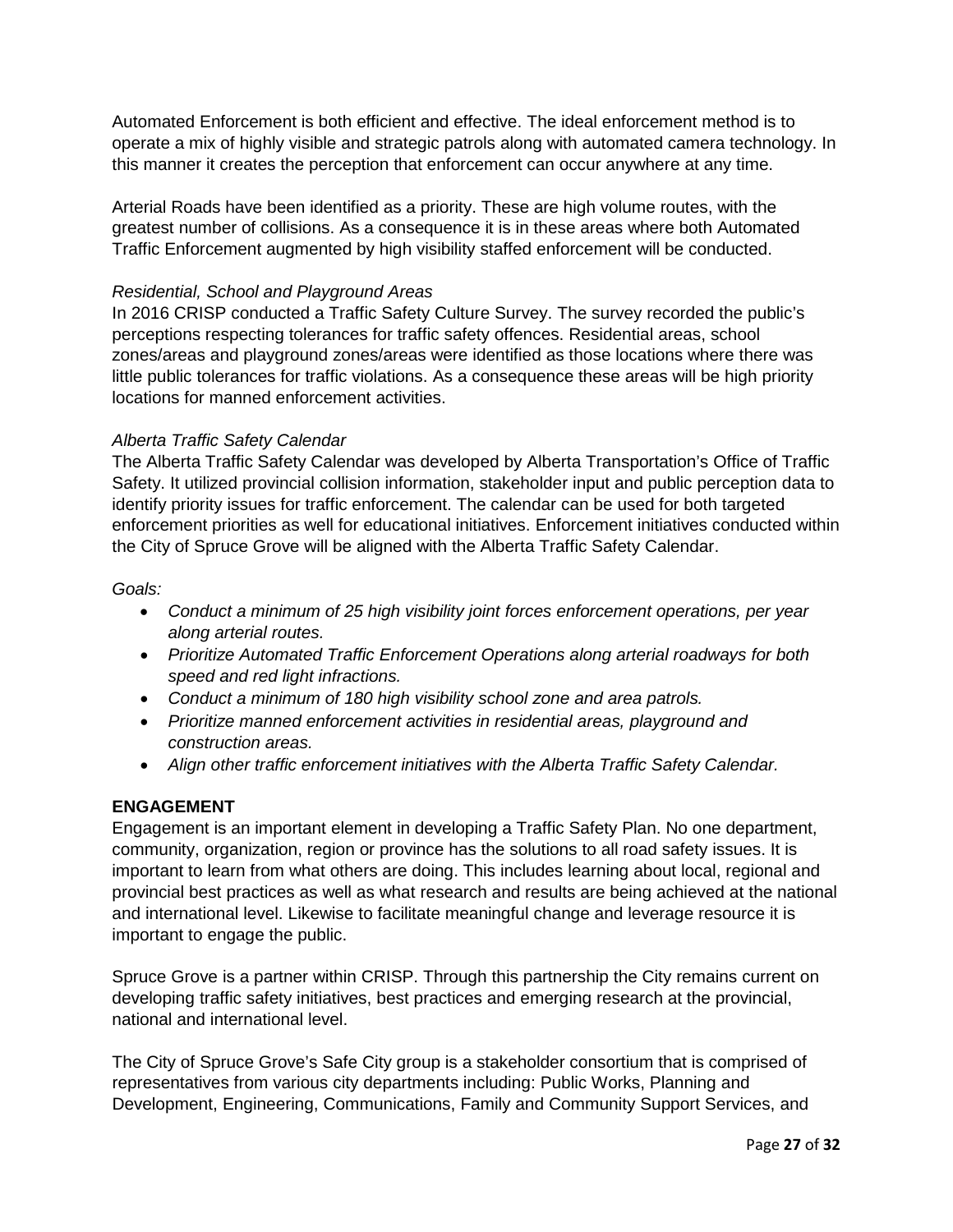Automated Enforcement is both efficient and effective. The ideal enforcement method is to operate a mix of highly visible and strategic patrols along with automated camera technology. In this manner it creates the perception that enforcement can occur anywhere at any time.

Arterial Roads have been identified as a priority. These are high volume routes, with the greatest number of collisions. As a consequence it is in these areas where both Automated Traffic Enforcement augmented by high visibility staffed enforcement will be conducted.

*Residential, School and Playground Areas*

In 2016 CRISP conducted a Traffic Safety Culture Survey. The survey recorded the public's perceptions respecting tolerances for traffic safety offences. Residential areas, school zones/areas and playground zones/areas were identified as those locations where there was little public tolerances for traffic violations. As a consequence these areas will be high priority locations for manned enforcement activities.

*Alberta Traffic Safety Calendar*

The Alberta Traffic Safety Calendar was developed by Alberta Transportation's Office of Traffic Safety. It utilized provincial collision information, stakeholder input and public perception data to identify priority issues for traffic enforcement. The calendar can be used for both targeted enforcement priorities as well for educational initiatives. Enforcement initiatives conducted within the City of Spruce Grove will be aligned with the Alberta Traffic Safety Calendar.

*Goals:*

- *Conduct a minimum of 25 high visibility joint forces enforcement operations, per year along arterial routes.*
- *Prioritize Automated Traffic Enforcement Operations along arterial roadways for both speed and red light infractions.*
- *Conduct a minimum of 180 high visibility school zone and area patrols.*
- *Prioritize manned enforcement activities in residential areas, playground and construction areas.*
- *Align other traffic enforcement initiatives with the Alberta Traffic Safety Calendar.*

**ENGAGEMENT**

Engagement is an important element in developing a Traffic Safety Plan. No one department, community, organization, region or province has the solutions to all road safety issues. It is important to learn from what others are doing. This includes learning about local, regional and provincial best practices as well as what research and results are being achieved at the national and international level. Likewise to facilitate meaningful change and leverage resource it is important to engage the public.

Spruce Grove is a partner within CRISP. Through this partnership the City remains current on developing traffic safety initiatives, best practices and emerging research at the provincial, national and international level.

The City of Spruce Grove's Safe City group is a stakeholder consortium that is comprised of representatives from various city departments including: Public Works, Planning and Development, Engineering, Communications, Family and Community Support Services, and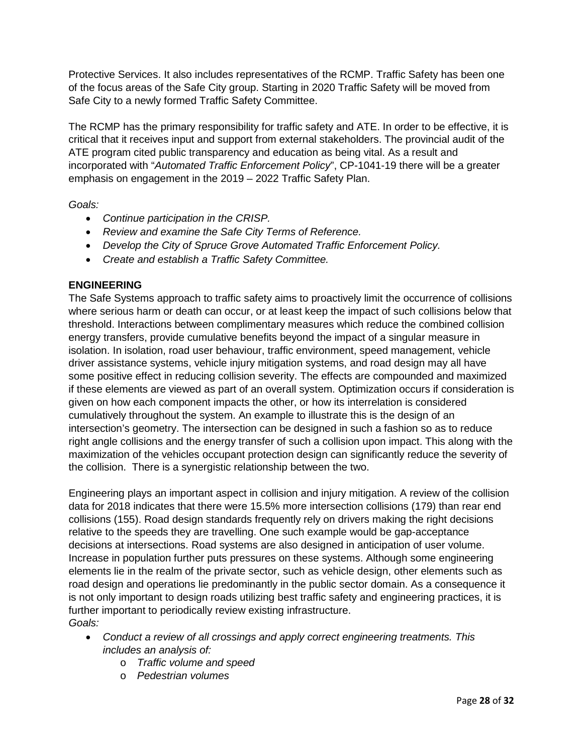Protective Services. It also includes representatives of the RCMP. Traffic Safety has been one of the focus areas of the Safe City group. Starting in 2020 Traffic Safety will be moved from Safe City to a newly formed Traffic Safety Committee.

The RCMP has the primary responsibility for traffic safety and ATE. In order to be effective, it is critical that it receives input and support from external stakeholders. The provincial audit of the ATE program cited public transparency and education as being vital. As a result and incorporated with "*Automated Traffic Enforcement Policy*", CP-1041-19 there will be a greater emphasis on engagement in the 2019 – 2022 Traffic Safety Plan.

*Goals:*

- *Continue participation in the CRISP.*
- *Review and examine the Safe City Terms of Reference.*
- *Develop the City of Spruce Grove Automated Traffic Enforcement Policy.*
- *Create and establish a Traffic Safety Committee.*

**ENGINEERING**

The Safe Systems approach to traffic safety aims to proactively limit the occurrence of collisions where serious harm or death can occur, or at least keep the impact of such collisions below that threshold. Interactions between complimentary measures which reduce the combined collision energy transfers, provide cumulative benefits beyond the impact of a singular measure in isolation. In isolation, road user behaviour, traffic environment, speed management, vehicle driver assistance systems, vehicle injury mitigation systems, and road design may all have some positive effect in reducing collision severity. The effects are compounded and maximized if these elements are viewed as part of an overall system. Optimization occurs if consideration is given on how each component impacts the other, or how its interrelation is considered cumulatively throughout the system. An example to illustrate this is the design of an intersection's geometry. The intersection can be designed in such a fashion so as to reduce right angle collisions and the energy transfer of such a collision upon impact. This along with the maximization of the vehicles occupant protection design can significantly reduce the severity of the collision. There is a synergistic relationship between the two.

Engineering plays an important aspect in collision and injury mitigation. A review of the collision data for 2018 indicates that there were 15.5% more intersection collisions (179) than rear end collisions (155). Road design standards frequently rely on drivers making the right decisions relative to the speeds they are travelling. One such example would be gap-acceptance decisions at intersections. Road systems are also designed in anticipation of user volume. Increase in population further puts pressures on these systems. Although some engineering elements lie in the realm of the private sector, such as vehicle design, other elements such as road design and operations lie predominantly in the public sector domain. As a consequence it is not only important to design roads utilizing best traffic safety and engineering practices, it is further important to periodically review existing infrastructure.

*Goals:*

- *Conduct a review of all crossings and apply correct engineering treatments. This includes an analysis of:*
  - *Traffic volume and speed*
  - *Pedestrian volumes*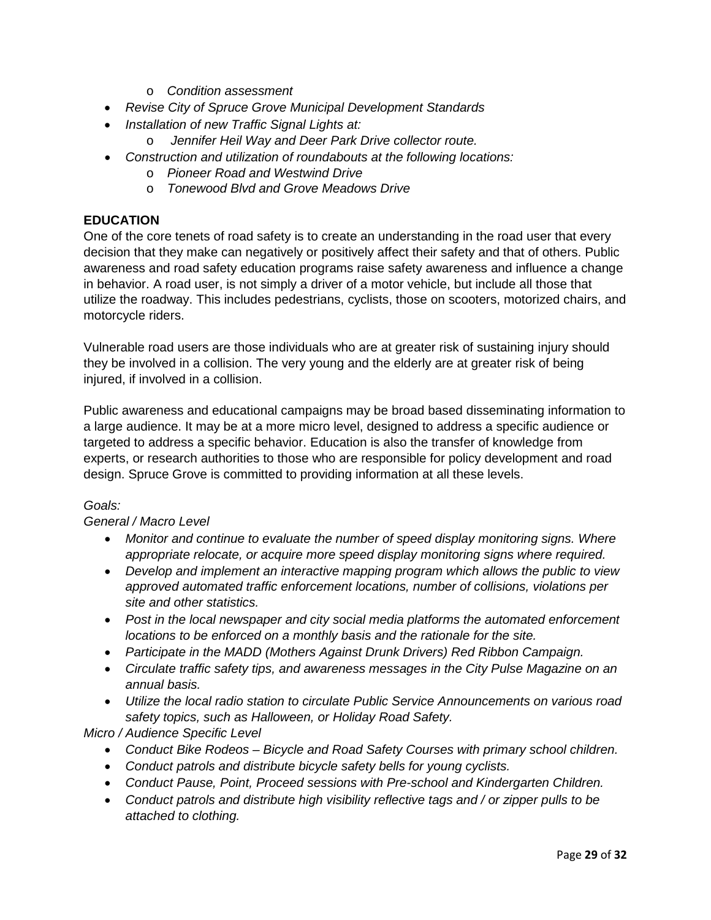- *Condition assessment*
- *Revise City of Spruce Grove Municipal Development Standards*
- *Installation of new Traffic Signal Lights at:*
  - *Jennifer Heil Way and Deer Park Drive collector route.*
- *Construction and utilization of roundabouts at the following locations:*
  - *Pioneer Road and Westwind Drive*
  - *Tonewood Blvd and Grove Meadows Drive*

**EDUCATION**

One of the core tenets of road safety is to create an understanding in the road user that every decision that they make can negatively or positively affect their safety and that of others. Public awareness and road safety education programs raise safety awareness and influence a change in behavior. A road user, is not simply a driver of a motor vehicle, but include all those that utilize the roadway. This includes pedestrians, cyclists, those on scooters, motorized chairs, and motorcycle riders.

Vulnerable road users are those individuals who are at greater risk of sustaining injury should they be involved in a collision. The very young and the elderly are at greater risk of being injured, if involved in a collision.

Public awareness and educational campaigns may be broad based disseminating information to a large audience. It may be at a more micro level, designed to address a specific audience or targeted to address a specific behavior. Education is also the transfer of knowledge from experts, or research authorities to those who are responsible for policy development and road design. Spruce Grove is committed to providing information at all these levels.

*Goals:*

*General / Macro Level*

- *Monitor and continue to evaluate the number of speed display monitoring signs. Where appropriate relocate, or acquire more speed display monitoring signs where required.*
- *Develop and implement an interactive mapping program which allows the public to view approved automated traffic enforcement locations, number of collisions, violations per site and other statistics.*
- *Post in the local newspaper and city social media platforms the automated enforcement locations to be enforced on a monthly basis and the rationale for the site.*
- *Participate in the MADD (Mothers Against Drunk Drivers) Red Ribbon Campaign.*
- *Circulate traffic safety tips, and awareness messages in the City Pulse Magazine on an annual basis.*
- *Utilize the local radio station to circulate Public Service Announcements on various road safety topics, such as Halloween, or Holiday Road Safety.*

*Micro / Audience Specific Level*

- *Conduct Bike Rodeos – Bicycle and Road Safety Courses with primary school children.*
- *Conduct patrols and distribute bicycle safety bells for young cyclists.*
- *Conduct Pause, Point, Proceed sessions with Pre-school and Kindergarten Children.*
- *Conduct patrols and distribute high visibility reflective tags and / or zipper pulls to be attached to clothing.*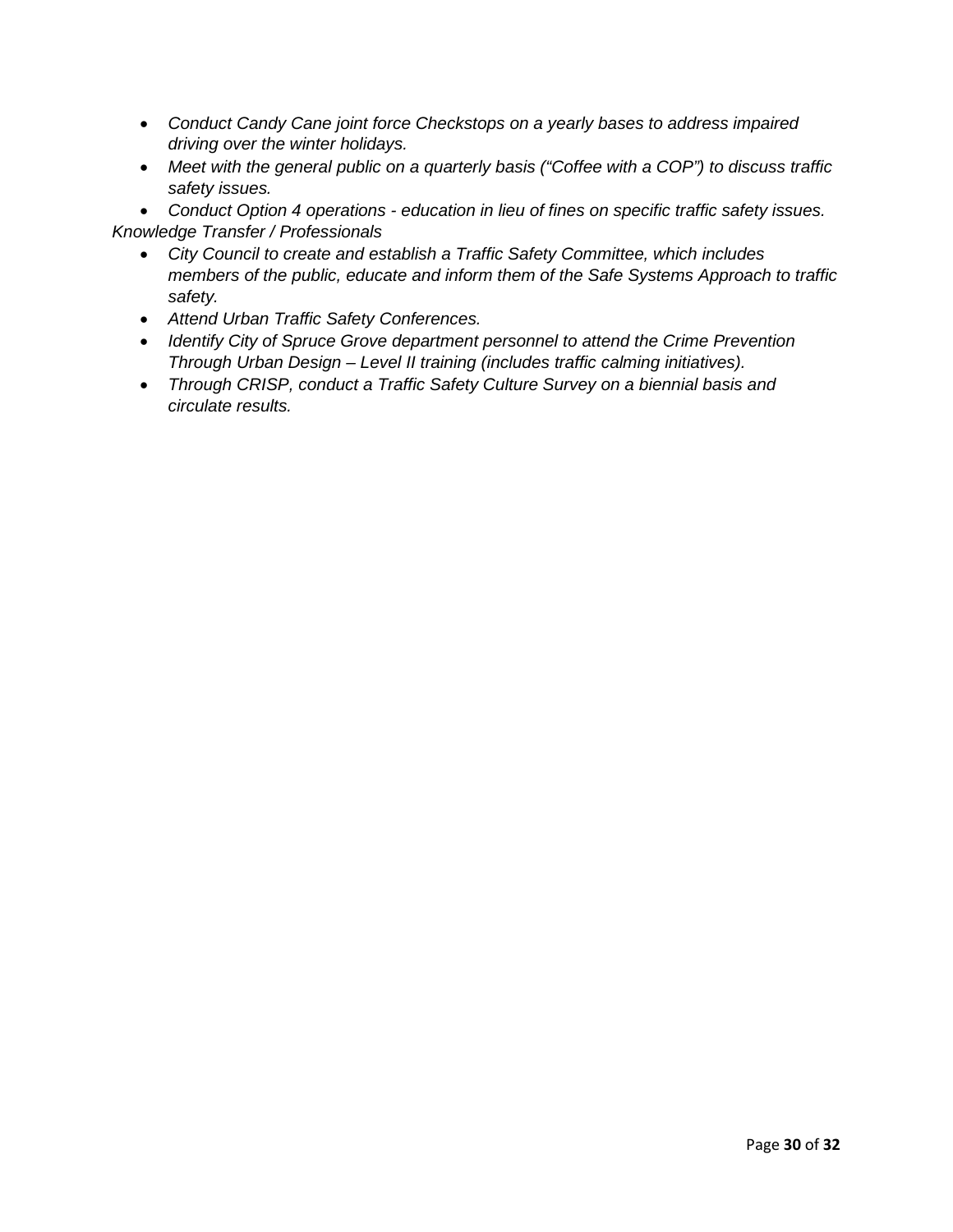- *Conduct Candy Cane joint force Checkstops on a yearly bases to address impaired driving over the winter holidays.*
- *Meet with the general public on a quarterly basis ("Coffee with a COP") to discuss traffic safety issues.*
- *Conduct Option 4 operations - education in lieu of fines on specific traffic safety issues.*

*Knowledge Transfer / Professionals*

- *City Council to create and establish a Traffic Safety Committee, which includes members of the public, educate and inform them of the Safe Systems Approach to traffic safety.*
- *Attend Urban Traffic Safety Conferences.*
- *Identify City of Spruce Grove department personnel to attend the Crime Prevention Through Urban Design – Level II training (includes traffic calming initiatives).*
- *Through CRISP, conduct a Traffic Safety Culture Survey on a biennial basis and circulate results.*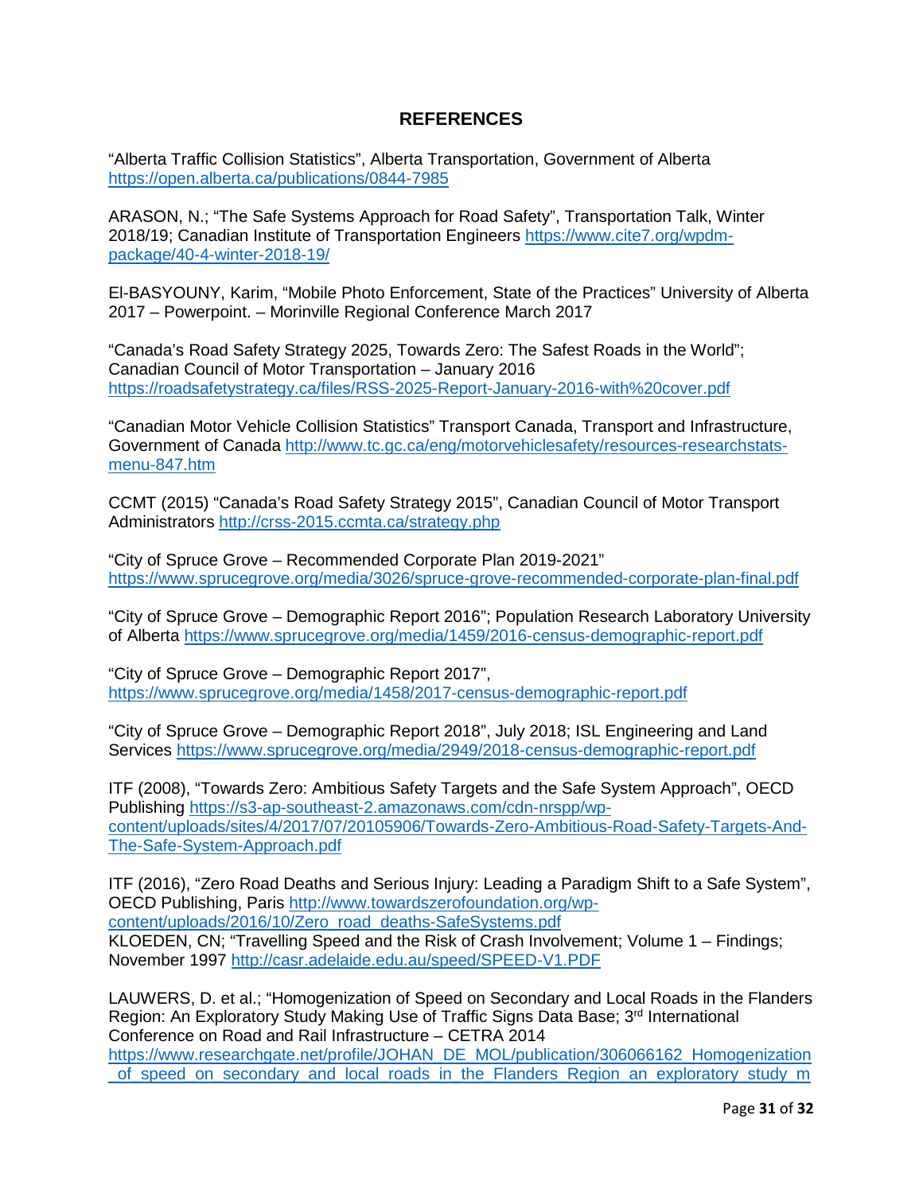## REFERENCES

"Alberta Traffic Collision Statistics", Alberta Transportation, Government of Alberta https://open.alberta.ca/publications/0844-7985

ARASON, N.; "The Safe Systems Approach for Road Safety", Transportation Talk, Winter 2018/19; Canadian Institute of Transportation Engineers https://www.cite7.org/wpdm-package/40-4-winter-2018-19/

El-BASYOUNY, Karim, "Mobile Photo Enforcement, State of the Practices" University of Alberta 2017 – Powerpoint. – Morinville Regional Conference March 2017

"Canada's Road Safety Strategy 2025, Towards Zero: The Safest Roads in the World"; Canadian Council of Motor Transportation – January 2016 https://roadsafetystrategy.ca/files/RSS-2025-Report-January-2016-with%20cover.pdf

"Canadian Motor Vehicle Collision Statistics" Transport Canada, Transport and Infrastructure, Government of Canada http://www.tc.gc.ca/eng/motorvehiclesafety/resources-researchstats-menu-847.htm

CCMT (2015) "Canada's Road Safety Strategy 2015", Canadian Council of Motor Transport Administrators http://crss-2015.ccmta.ca/strategy.php

"City of Spruce Grove – Recommended Corporate Plan 2019-2021" https://www.sprucegrove.org/media/3026/spruce-grove-recommended-corporate-plan-final.pdf

"City of Spruce Grove – Demographic Report 2016"; Population Research Laboratory University of Alberta https://www.sprucegrove.org/media/1459/2016-census-demographic-report.pdf

"City of Spruce Grove – Demographic Report 2017", https://www.sprucegrove.org/media/1458/2017-census-demographic-report.pdf

"City of Spruce Grove – Demographic Report 2018", July 2018; ISL Engineering and Land Services https://www.sprucegrove.org/media/2949/2018-census-demographic-report.pdf

ITF (2008), "Towards Zero: Ambitious Safety Targets and the Safe System Approach", OECD Publishing https://s3-ap-southeast-2.amazonaws.com/cdn-nrspp/wp-content/uploads/sites/4/2017/07/20105906/Towards-Zero-Ambitious-Road-Safety-Targets-And-The-Safe-System-Approach.pdf

ITF (2016), "Zero Road Deaths and Serious Injury: Leading a Paradigm Shift to a Safe System", OECD Publishing, Paris http://www.towardszerofoundation.org/wp-content/uploads/2016/10/Zero_road_deaths-SafeSystems.pdf

KLOEDEN, CN; "Travelling Speed and the Risk of Crash Involvement; Volume 1 – Findings; November 1997 http://casr.adelaide.edu.au/speed/SPEED-V1.PDF

LAUWERS, D. et al.; "Homogenization of Speed on Secondary and Local Roads in the Flanders Region: An Exploratory Study Making Use of Traffic Signs Data Base; 3rd International Conference on Road and Rail Infrastructure – CETRA 2014 https://www.researchgate.net/profile/JOHAN_DE_MOL/publication/306066162_Homogenization_of_speed_on_secondary_and_local_roads_in_the_Flanders_Region_an_exploratory_study_m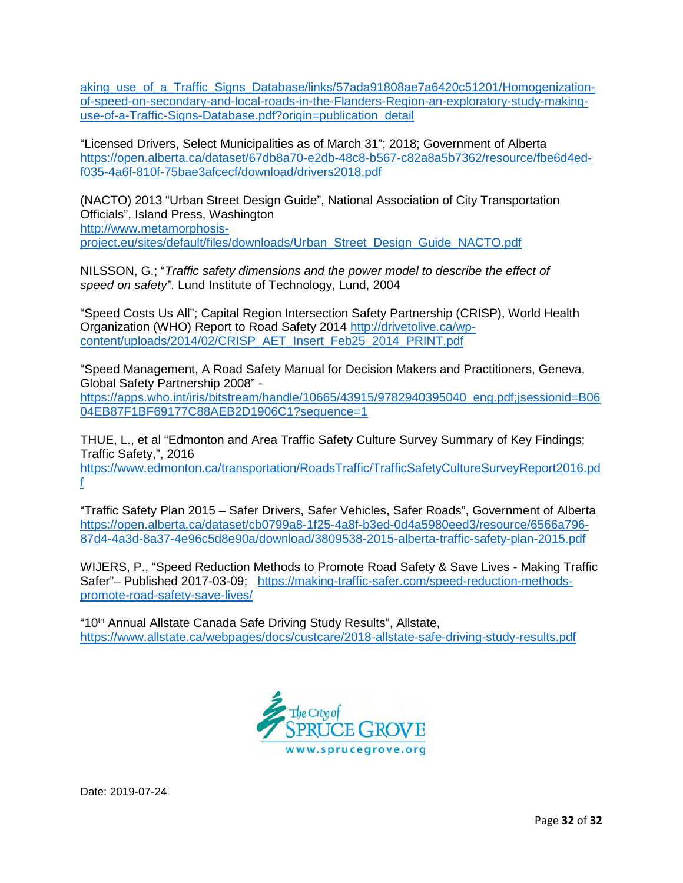aking_use_of_a_Traffic_Signs_Database/links/57ada91808ae7a6420c51201/Homogenization-of-speed-on-secondary-and-local-roads-in-the-Flanders-Region-an-exploratory-study-making-use-of-a-Traffic-Signs-Database.pdf?origin=publication_detail

"Licensed Drivers, Select Municipalities as of March 31"; 2018; Government of Alberta https://open.alberta.ca/dataset/67db8a70-e2db-48c8-b567-c82a8a5b7362/resource/fbe6d4ed-f035-4a6f-810f-75bae3afcecf/download/drivers2018.pdf

(NACTO) 2013 "Urban Street Design Guide", National Association of City Transportation Officials", Island Press, Washington http://www.metamorphosis-project.eu/sites/default/files/downloads/Urban_Street_Design_Guide_NACTO.pdf

NILSSON, G.; "*Traffic safety dimensions and the power model to describe the effect of speed on safety".* Lund Institute of Technology, Lund, 2004

"Speed Costs Us All"; Capital Region Intersection Safety Partnership (CRISP), World Health Organization (WHO) Report to Road Safety 2014 http://drivetolive.ca/wp-content/uploads/2014/02/CRISP_AET_Insert_Feb25_2014_PRINT.pdf

"Speed Management, A Road Safety Manual for Decision Makers and Practitioners, Geneva, Global Safety Partnership 2008" - https://apps.who.int/iris/bitstream/handle/10665/43915/9782940395040_eng.pdf;jsessionid=B0604EB87F1BF69177C88AEB2D1906C1?sequence=1

THUE, L., et al "Edmonton and Area Traffic Safety Culture Survey Summary of Key Findings; Traffic Safety,", 2016 https://www.edmonton.ca/transportation/RoadsTraffic/TrafficSafetyCultureSurveyReport2016.pdf

"Traffic Safety Plan 2015 – Safer Drivers, Safer Vehicles, Safer Roads", Government of Alberta https://open.alberta.ca/dataset/cb0799a8-1f25-4a8f-b3ed-0d4a5980eed3/resource/6566a796-87d4-4a3d-8a37-4e96c5d8e90a/download/3809538-2015-alberta-traffic-safety-plan-2015.pdf

WIJERS, P., "Speed Reduction Methods to Promote Road Safety & Save Lives - Making Traffic Safer"– Published 2017-03-09; https://making-traffic-safer.com/speed-reduction-methods-promote-road-safety-save-lives/

"10th Annual Allstate Canada Safe Driving Study Results", Allstate, https://www.allstate.ca/webpages/docs/custcare/2018-allstate-safe-driving-study-results.pdf

The City of Spruce Grove
www.sprucegrove.org

Date: 2019-07-24